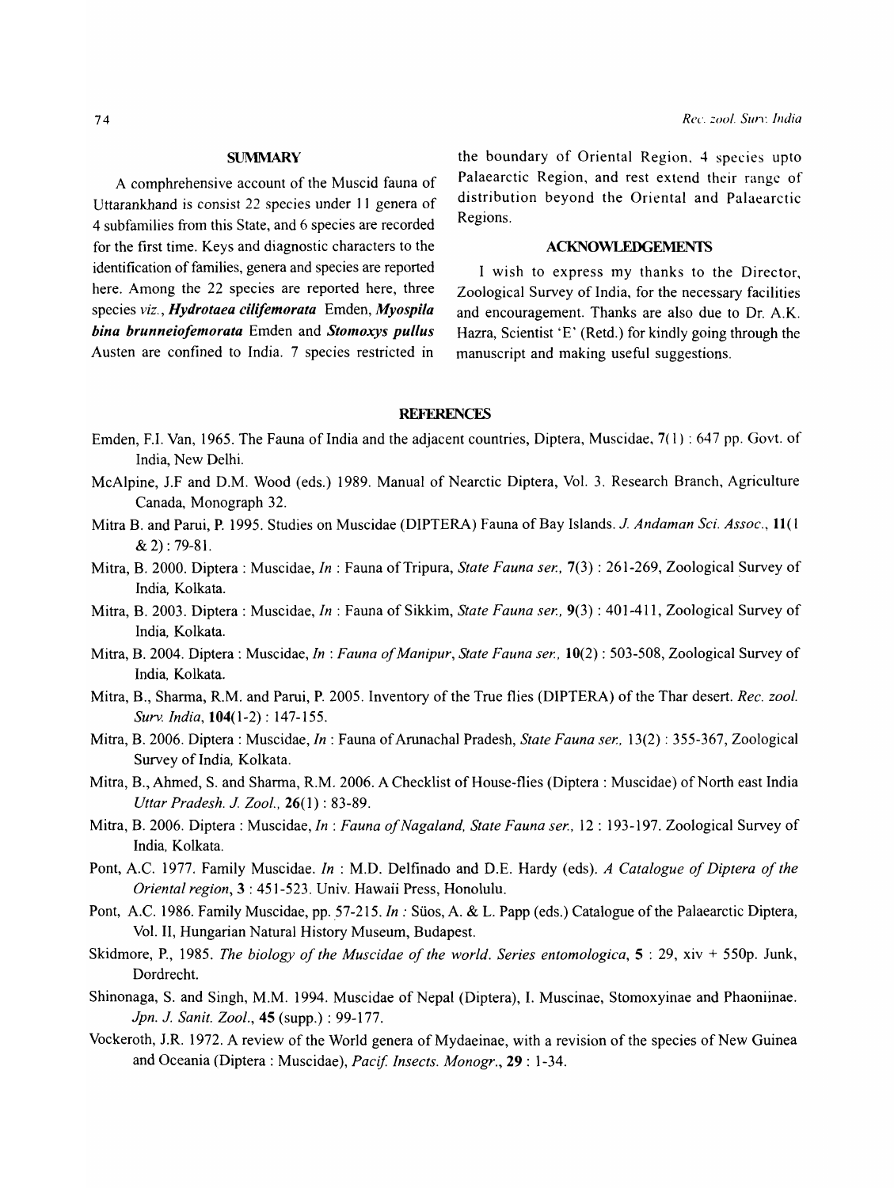## SUMMARY

A comphrehensive account of the Muscid fauna of Uttarankhand is consist 22 species under 11 genera of 4 subfamilies from this State, and 6 species are recorded for the first time. Keys and diagnostic characters to the identification of families, genera and species are reported here. Among the 22 species are reported here, three species *viz.*, ***Hydrotaea cilifemorata*** Emden, ***Myospila bina brunneiofemorata*** Emden and ***Stomoxys pullus*** Austen are confined to India. 7 species restricted in the boundary of Oriental Region, 4 species upto Palaearctic Region, and rest extend their range of distribution beyond the Oriental and Palaearctic Regions.

## ACKNOWLEDGEMENTS

I wish to express my thanks to the Director, Zoological Survey of India, for the necessary facilities and encouragement. Thanks are also due to Dr. A.K. Hazra, Scientist 'E' (Retd.) for kindly going through the manuscript and making useful suggestions.

## REFERENCES

Emden, F.I. Van, 1965. The Fauna of India and the adjacent countries, Diptera, Muscidae, **7**(1) : 647 pp. Govt. of India, New Delhi.

McAlpine, J.F and D.M. Wood (eds.) 1989. Manual of Nearctic Diptera, Vol. 3. Research Branch, Agriculture Canada, Monograph 32.

Mitra B. and Parui, P. 1995. Studies on Muscidae (DIPTERA) Fauna of Bay Islands. *J. Andaman Sci. Assoc.*, **11**(1 & 2) : 79-81.

Mitra, B. 2000. Diptera : Muscidae, *In* : Fauna of Tripura, *State Fauna ser.,* **7**(3) : 261-269, Zoological Survey of India, Kolkata.

Mitra, B. 2003. Diptera : Muscidae, *In* : Fauna of Sikkim, *State Fauna ser.,* **9**(3) : 401-411, Zoological Survey of India, Kolkata.

Mitra, B. 2004. Diptera : Muscidae, *In* : *Fauna of Manipur, State Fauna ser.,* **10**(2) : 503-508, Zoological Survey of India, Kolkata.

Mitra, B., Sharma, R.M. and Parui, P. 2005. Inventory of the True flies (DIPTERA) of the Thar desert. *Rec. zool. Surv. India*, **104**(1-2) : 147-155.

Mitra, B. 2006. Diptera : Muscidae, *In* : Fauna of Arunachal Pradesh, *State Fauna ser.,* 13(2) : 355-367, Zoological Survey of India, Kolkata.

Mitra, B., Ahmed, S. and Sharma, R.M. 2006. A Checklist of House-flies (Diptera : Muscidae) of North east India *Uttar Pradesh. J. Zool.,* **26**(1) : 83-89.

Mitra, B. 2006. Diptera : Muscidae, *In* : *Fauna of Nagaland, State Fauna ser.,* 12 : 193-197. Zoological Survey of India, Kolkata.

Pont, A.C. 1977. Family Muscidae. *In* : M.D. Delfinado and D.E. Hardy (eds). *A Catalogue of Diptera of the Oriental region*, **3** : 451-523. Univ. Hawaii Press, Honolulu.

Pont, A.C. 1986. Family Muscidae, pp. 57-215. *In* : Süos, A. & L. Papp (eds.) Catalogue of the Palaearctic Diptera, Vol. II, Hungarian Natural History Museum, Budapest.

Skidmore, P., 1985. *The biology of the Muscidae of the world. Series entomologica*, **5** : 29, xiv + 550p. Junk, Dordrecht.

Shinonaga, S. and Singh, M.M. 1994. Muscidae of Nepal (Diptera), I. Muscinae, Stomoxyinae and Phaoniinae. *Jpn. J. Sanit. Zool.*, **45** (supp.) : 99-177.

Vockeroth, J.R. 1972. A review of the World genera of Mydaeinae, with a revision of the species of New Guinea and Oceania (Diptera : Muscidae), *Pacif. Insects. Monogr.*, **29** : 1-34.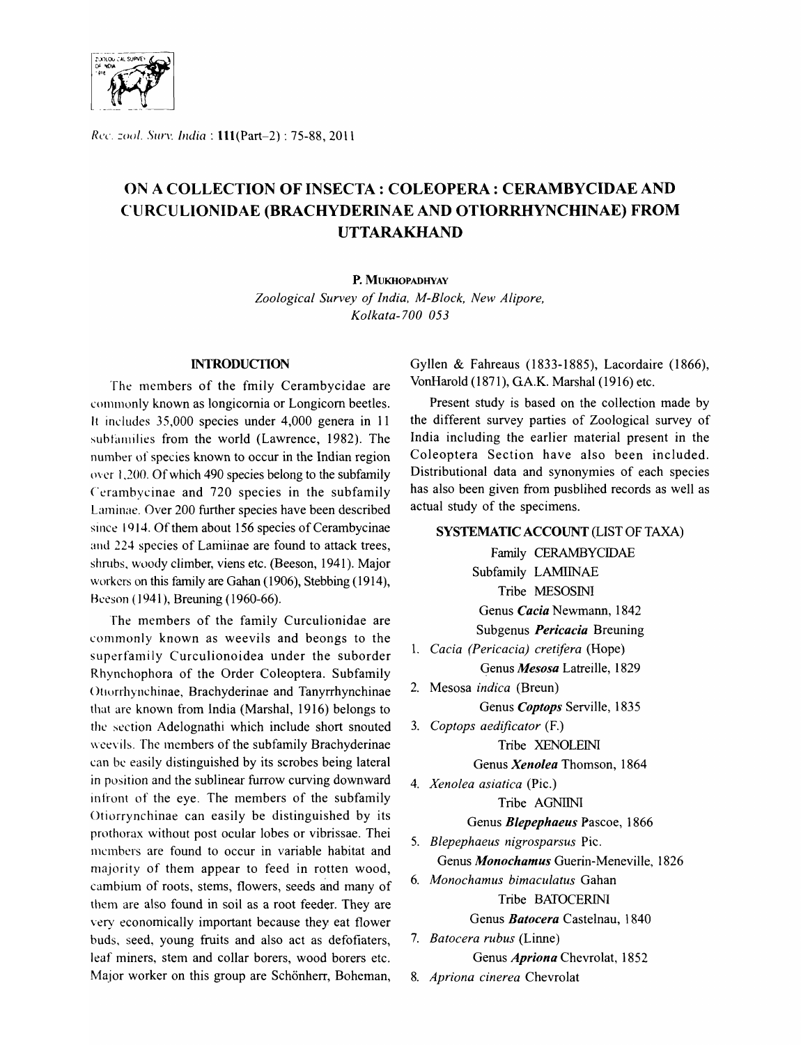# ON A COLLECTION OF INSECTA : COLEOPERA : CERAMBYCIDAE AND CURCULIONIDAE (BRACHYDERINAE AND OTIORRHYNCHINAE) FROM UTTARAKHAND

P. MUKHOPADHYAY

*Zoological Survey of India, M-Block, New Alipore, Kolkata-700 053*

## INTRODUCTION

The members of the fmily Cerambycidae are commonly known as longicornia or Longicorn beetles. It includes 35,000 species under 4,000 genera in 11 subfamilies from the world (Lawrence, 1982). The number of species known to occur in the Indian region over 1,200. Of which 490 species belong to the subfamily Cerambycinae and 720 species in the subfamily Laminae. Over 200 further species have been described since 1914. Of them about 156 species of Cerambycinae and 224 species of Lamiinae are found to attack trees, shrubs, woody climber, viens etc. (Beeson, 1941). Major workers on this family are Gahan (1906), Stebbing (1914), Beeson (1941), Breuning (1960-66).

The members of the family Curculionidae are commonly known as weevils and beongs to the superfamily Curculionoidea under the suborder Rhynchophora of the Order Coleoptera. Subfamily Otiorrhynchinae, Brachyderinae and Tanyrrhynchinae that are known from India (Marshal, 1916) belongs to the section Adelognathi which include short snouted weevils. The members of the subfamily Brachyderinae can be easily distinguished by its scrobes being lateral in position and the sublinear furrow curving downward infront of the eye. The members of the subfamily Otiorrynchinae can easily be distinguished by its prothorax without post ocular lobes or vibrissae. Thei members are found to occur in variable habitat and majority of them appear to feed in rotten wood, cambium of roots, stems, flowers, seeds and many of them are also found in soil as a root feeder. They are very economically important because they eat flower buds, seed, young fruits and also act as defofiaters, leaf miners, stem and collar borers, wood borers etc. Major worker on this group are Schönherr, Boheman, Gyllen & Fahreaus (1833-1885), Lacordaire (1866), VonHarold (1871), G.A.K. Marshal (1916) etc.

Present study is based on the collection made by the different survey parties of Zoological survey of India including the earlier material present in the Coleoptera Section have also been included. Distributional data and synonymies of each species has also been given from pusblihed records as well as actual study of the specimens.

## SYSTEMATIC ACCOUNT (LIST OF TAXA)

Family CERAMBYCIDAE

Subfamily LAMIINAE

Tribe MESOSINI

Genus ***Cacia*** Newmann, 1842

Subgenus ***Pericacia*** Breuning

1. *Cacia (Pericacia) cretifera* (Hope)

Genus ***Mesosa*** Latreille, 1829

2. Mesosa *indica* (Breun)

Genus ***Coptops*** Serville, 1835

3. *Coptops aedificator* (F.)

Tribe XENOLEINI

Genus ***Xenolea*** Thomson, 1864

4. *Xenolea asiatica* (Pic.)

Tribe AGNIINI

Genus ***Blepephaeus*** Pascoe, 1866

5. *Blepephaeus nigrosparsus* Pic.

Genus ***Monochamus*** Guerin-Meneville, 1826

6. *Monochamus bimaculatus* Gahan

Tribe BATOCERINI

Genus ***Batocera*** Castelnau, 1840

7. *Batocera rubus* (Linne)

Genus ***Apriona*** Chevrolat, 1852

8. *Apriona cinerea* Chevrolat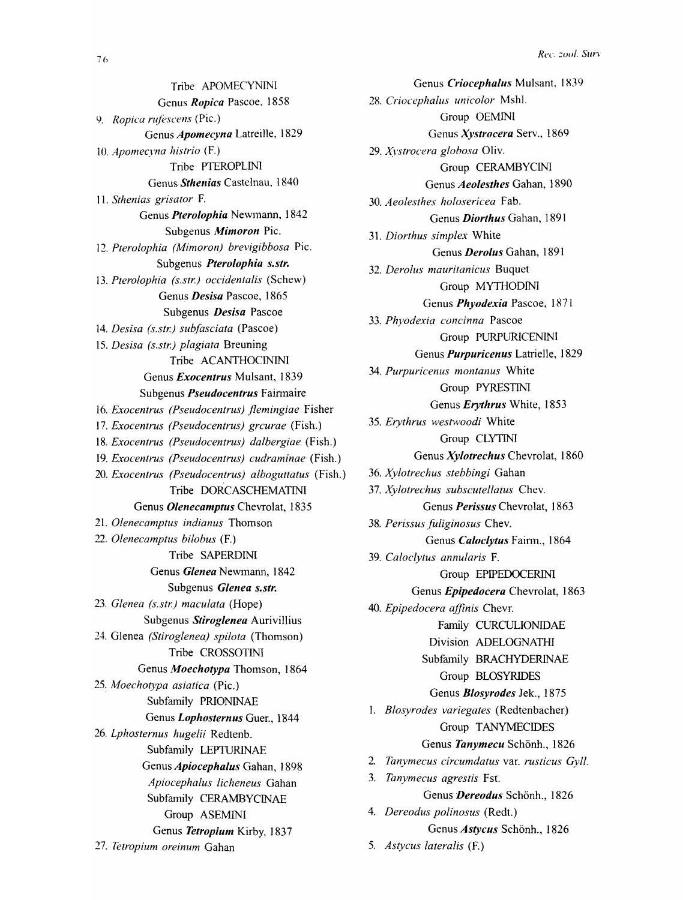Tribe APOMECYNINI

Genus ***Ropica*** Pascoe, 1858

9. *Ropica rufescens* (Pic.)

Genus ***Apomecyna*** Latreille, 1829

10. *Apomecyna histrio* (F.)

Tribe PTEROPLINI

Genus ***Sthenias*** Castelnau, 1840

11. *Sthenias grisator* F.

Genus ***Pterolophia*** Newmann, 1842

Subgenus ***Mimoron*** Pic.

12. *Pterolophia (Mimoron) brevigibbosa* Pic.

Subgenus ***Pterolophia s.str.***

13. *Pterolophia (s.str.) occidentalis* (Schew)

Genus ***Desisa*** Pascoe, 1865

Subgenus ***Desisa*** Pascoe

14. *Desisa (s.str.) subfasciata* (Pascoe)

15. *Desisa (s.str.) plagiata* Breuning

Tribe ACANTHOCININI

Genus ***Exocentrus*** Mulsant, 1839

Subgenus ***Pseudocentrus*** Fairmaire

16. *Exocentrus (Pseudocentrus) flemingiae* Fisher

17. *Exocentrus (Pseudocentrus) grcurae* (Fish.)

18. *Exocentrus (Pseudocentrus) dalbergiae* (Fish.)

19. *Exocentrus (Pseudocentrus) cudraminae* (Fish.)

20. *Exocentrus (Pseudocentrus) alboguttatus* (Fish.)

Tribe DORCASCHEMATINI

Genus ***Olenecamptus*** Chevrolat, 1835

21. *Olenecamptus indianus* Thomson

22. *Olenecamptus bilobus* (F.)

Tribe SAPERDINI

Genus ***Glenea*** Newmann, 1842

Subgenus ***Glenea s.str.***

23. *Glenea (s.str.) maculata* (Hope)

Subgenus ***Stiroglenea*** Aurivillius

24. Glenea *(Stiroglenea) spilota* (Thomson)

Tribe CROSSOTINI

Genus ***Moechotypa*** Thomson, 1864

25. *Moechotypa asiatica* (Pic.)

Subfamily PRIONINAE

Genus ***Lophosternus*** Guer., 1844

26. *Lphosternus hugelii* Redtenb.

Subfamily LEPTURINAE

Genus ***Apiocephalus*** Gahan, 1898

*Apiocephalus licheneus* Gahan

Subfamily CERAMBYCINAE

Group ASEMINI

Genus ***Tetropium*** Kirby, 1837

27. *Tetropium oreinum* Gahan

Genus ***Criocephalus*** Mulsant, 1839

28. *Criocephalus unicolor* Mshl.

Group OEMINI

Genus ***Xystrocera*** Serv., 1869

29. *Xystrocera globosa* Oliv.

Group CERAMBYCINI

Genus ***Aeolesthes*** Gahan, 1890

30. *Aeolesthes holosericea* Fab.

Genus ***Diorthus*** Gahan, 1891

31. *Diorthus simplex* White

Genus ***Derolus*** Gahan, 1891

32. *Derolus mauritanicus* Buquet

Group MYTHODINI

Genus ***Phyodexia*** Pascoe, 1871

33. *Phyodexia concinna* Pascoe

Group PURPURICENINI

Genus ***Purpuricenus*** Latrielle, 1829

34. *Purpuricenus montanus* White

Group PYRESTINI

Genus ***Erythrus*** White, 1853

35. *Erythrus westwoodi* White

Group CLYTINI

Genus ***Xylotrechus*** Chevrolat, 1860

36. *Xylotrechus stebbingi* Gahan

37. *Xylotrechus subscutellatus* Chev.

Genus ***Perissus*** Chevrolat, 1863

38. *Perissus fuliginosus* Chev.

Genus ***Caloclytus*** Fairm., 1864

39. *Caloclytus annularis* F.

Group EPIPEDOCERINI

Genus ***Epipedocera*** Chevrolat, 1863

40. *Epipedocera affinis* Chevr.

Family CURCULIONIDAE

Division ADELOGNATHI

Subfamily BRACHYDERINAE

Group BLOSYRIDES

Genus ***Blosyrodes*** Jek., 1875

1. *Blosyrodes variegates* (Redtenbacher)

Group TANYMECIDES

Genus ***Tanymecu*** Schönh., 1826

2. *Tanymecus circumdatus* var. *rusticus Gyll.*

3. *Tanymecus agrestis* Fst.

Genus ***Dereodus*** Schönh., 1826

4. *Dereodus polinosus* (Redt.)

Genus ***Astycus*** Schönh., 1826

5. *Astycus lateralis* (F.)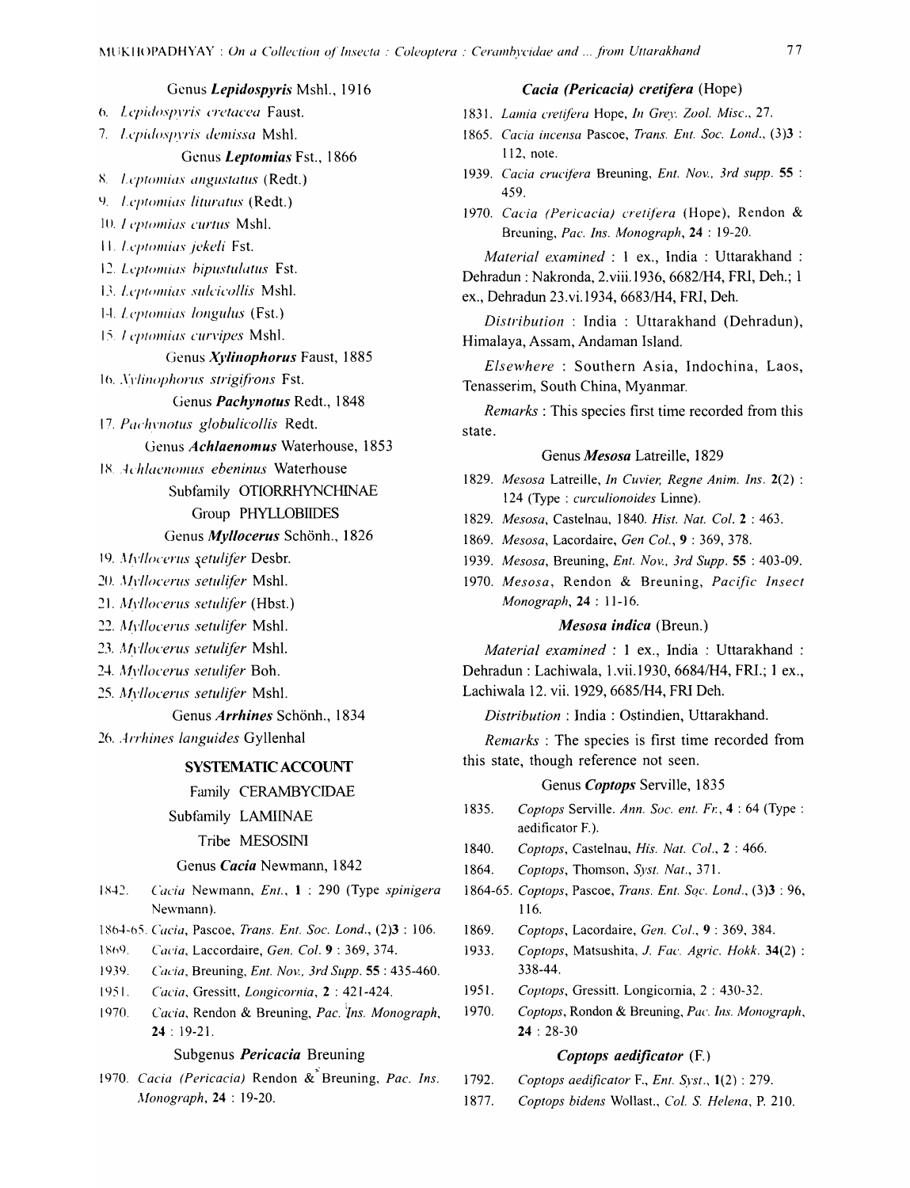Genus ***Lepidospyris*** Mshl., 1916

6. *Lepidospyris cretacea* Faust.
7. *Lepidospyris demissa* Mshl.

Genus ***Leptomias*** Fst., 1866

8. *Leptomias angustatus* (Redt.)
9. *Leptomias lituratus* (Redt.)
10. *Leptomias curtus* Mshl.
11. *Leptomias jekeli* Fst.
12. *Leptomias bipustulatus* Fst.
13. *Leptomias sulcicollis* Mshl.
14. *Leptomias longulus* (Fst.)
15. *Leptomias curvipes* Mshl.

Genus ***Xylinophorus*** Faust, 1885

16. *Xylinophorus strigifrons* Fst.

Genus ***Pachynotus*** Redt., 1848

17. *Pachynotus globulicollis* Redt.

Genus ***Achlaenomus*** Waterhouse, 1853

18. *Achlaenomus ebeninus* Waterhouse

Subfamily OTIORRHYNCHINAE

Group PHYLLOBIIDES

Genus ***Myllocerus*** Schönh., 1826

19. *Myllocerus setulifer* Desbr.
20. *Myllocerus setulifer* Mshl.
21. *Myllocerus setulifer* (Hbst.)
22. *Myllocerus setulifer* Mshl.
23. *Myllocerus setulifer* Mshl.
24. *Myllocerus setulifer* Boh.
25. *Myllocerus setulifer* Mshl.

Genus ***Arrhines*** Schönh., 1834

26. *Arrhines languides* Gyllenhal

## SYSTEMATIC ACCOUNT

Family CERAMBYCIDAE

Subfamily LAMIINAE

Tribe MESOSINI

Genus ***Cacia*** Newmann, 1842

1842. *Cacia* Newmann, *Ent.*, **1** : 290 (Type *spinigera* Newmann).

1864-65. *Cacia*, Pascoe, *Trans. Ent. Soc. Lond.*, (2)**3** : 106.

1869. *Cacia*, Laccordaire, *Gen. Col.* **9** : 369, 374.

1939. *Cacia*, Breuning, *Ent. Nov., 3rd Supp.* **55** : 435-460.

1951. *Cacia*, Gressitt, *Longicornia*, **2** : 421-424.

1970. *Cacia*, Rendon & Breuning, *Pac. Ins. Monograph*, **24** : 19-21.

Subgenus ***Pericacia*** Breuning

1970. *Cacia (Pericacia)* Rendon & Breuning, *Pac. Ins. Monograph*, **24** : 19-20.

***Cacia (Pericacia) cretifera*** (Hope)

1831. *Lamia cretifera* Hope, *In Grey. Zool. Misc.*, 27.

1865. *Cacia incensa* Pascoe, *Trans. Ent. Soc. Lond.*, (3)**3** : 112, note.

1939. *Cacia crucifera* Breuning, *Ent. Nov., 3rd supp.* **55** : 459.

1970. *Cacia (Pericacia) cretifera* (Hope), Rendon & Breuning, *Pac. Ins. Monograph*, **24** : 19-20.

*Material examined* : 1 ex., India : Uttarakhand : Dehradun : Nakronda, 2.viii.1936, 6682/H4, FRI, Deh.; 1 ex., Dehradun 23.vi.1934, 6683/H4, FRI, Deh.

*Distribution* : India : Uttarakhand (Dehradun), Himalaya, Assam, Andaman Island.

*Elsewhere* : Southern Asia, Indochina, Laos, Tenasserim, South China, Myanmar.

*Remarks* : This species first time recorded from this state.

Genus ***Mesosa*** Latreille, 1829

1829. *Mesosa* Latreille, *In Cuvier, Regne Anim. Ins.* **2**(2) : 124 (Type : *curculionoides* Linne).

1829. *Mesosa*, Castelnau, 1840. *Hist. Nat. Col.* **2** : 463.

1869. *Mesosa*, Lacordaire, *Gen Col.*, **9** : 369, 378.

1939. *Mesosa*, Breuning, *Ent. Nov., 3rd Supp.* **55** : 403-09.

1970. *Mesosa*, Rendon & Breuning, *Pacific Insect Monograph*, **24** : 11-16.

***Mesosa indica*** (Breun.)

*Material examined* : 1 ex., India : Uttarakhand : Dehradun : Lachiwala, 1.vii.1930, 6684/H4, FRI.; 1 ex., Lachiwala 12. vii. 1929, 6685/H4, FRI Deh.

*Distribution* : India : Ostindien, Uttarakhand.

*Remarks* : The species is first time recorded from this state, though reference not seen.

Genus ***Coptops*** Serville, 1835

1835. *Coptops* Serville. *Ann. Soc. ent. Fr.*, **4** : 64 (Type : aedificator F.).

1840. *Coptops*, Castelnau, *His. Nat. Col.*, **2** : 466.

1864. *Coptops*, Thomson, *Syst. Nat.*, 371.

1864-65. *Coptops*, Pascoe, *Trans. Ent. Soc. Lond.*, (3)**3** : 96, 116.

1869. *Coptops*, Lacordaire, *Gen. Col.*, **9** : 369, 384.

1933. *Coptops*, Matsushita, *J. Fac. Agric. Hokk.* **34**(2) : 338-44.

1951. *Coptops*, Gressitt. Longicornia, 2 : 430-32.

1970. *Coptops*, Rondon & Breuning, *Pac. Ins. Monograph*, **24** : 28-30

***Coptops aedificator*** (F.)

1792. *Coptops aedificator* F., *Ent. Syst.*, **1**(2) : 279.

1877. *Coptops bidens* Wollast., *Col. S. Helena*, P. 210.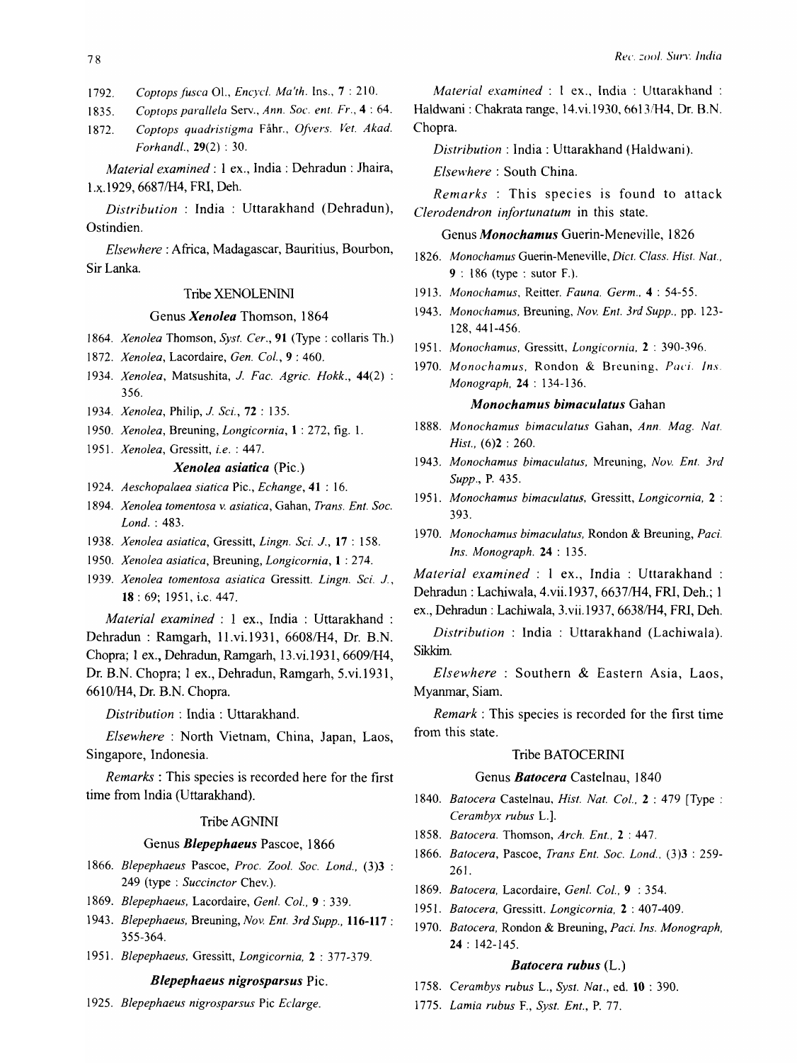1792. *Coptops fusca* Ol., *Encycl. Ma'th.* Ins., **7** : 210.

1835. *Coptops parallela* Serv., *Ann. Soc. ent. Fr.*, **4** : 64.

1872. *Coptops quadristigma* Fåhr., *Ofvers. Vet. Akad. Forhandl.*, **29**(2) : 30.

*Material examined* : 1 ex., India : Dehradun : Jhaira, 1.x.1929, 6687/H4, FRI, Deh.

*Distribution* : India : Uttarakhand (Dehradun), Ostindien.

*Elsewhere* : Africa, Madagascar, Bauritius, Bourbon, Sir Lanka.

### Tribe XENOLENINI

#### Genus *Xenolea* Thomson, 1864

1864. *Xenolea* Thomson, *Syst. Cer.*, **91** (Type : collaris Th.)

1872. *Xenolea*, Lacordaire, *Gen. Col.*, **9** : 460.

1934. *Xenolea*, Matsushita, *J. Fac. Agric. Hokk.*, **44**(2) : 356.

1934. *Xenolea*, Philip, *J. Sci.*, **72** : 135.

1950. *Xenolea*, Breuning, *Longicornia*, **1** : 272, fig. 1.

1951. *Xenolea*, Gressitt, *i.e.* : 447.

#### *Xenolea asiatica* (Pic.)

1924. *Aeschopalaea siatica* Pic., *Echange*, **41** : 16.

1894. *Xenolea tomentosa v. asiatica*, Gahan, *Trans. Ent. Soc. Lond.* : 483.

1938. *Xenolea asiatica*, Gressitt, *Lingn. Sci. J.*, **17** : 158.

1950. *Xenolea asiatica*, Breuning, *Longicornia*, **1** : 274.

1939. *Xenolea tomentosa asiatica* Gressitt. *Lingn. Sci. J.*, **18** : 69; 1951, i.c. 447.

*Material examined* : 1 ex., India : Uttarakhand : Dehradun : Ramgarh, 11.vi.1931, 6608/H4, Dr. B.N. Chopra; 1 ex., Dehradun, Ramgarh, 13.vi.1931, 6609/H4, Dr. B.N. Chopra; 1 ex., Dehradun, Ramgarh, 5.vi.1931, 6610/H4, Dr. B.N. Chopra.

*Distribution* : India : Uttarakhand.

*Elsewhere* : North Vietnam, China, Japan, Laos, Singapore, Indonesia.

*Remarks* : This species is recorded here for the first time from India (Uttarakhand).

### Tribe AGNINI

#### Genus *Blepephaeus* Pascoe, 1866

1866. *Blepephaeus* Pascoe, *Proc. Zool. Soc. Lond.*, (3)**3** : 249 (type : *Succinctor* Chev.).

1869. *Blepephaeus*, Lacordaire, *Genl. Col.*, **9** : 339.

1943. *Blepephaeus*, Breuning, *Nov. Ent. 3rd Supp.*, **116-117** : 355-364.

1951. *Blepephaeus*, Gressitt, *Longicornia*, **2** : 377-379.

#### *Blepephaeus nigrosparsus* Pic.

1925. *Blepephaeus nigrosparsus* Pic *Eclarge.*

*Material examined* : 1 ex., India : Uttarakhand : Haldwani : Chakrata range, 14.vi.1930, 6613/H4, Dr. B.N. Chopra.

*Distribution* : India : Uttarakhand (Haldwani).

*Elsewhere* : South China.

*Remarks* : This species is found to attack *Clerodendron infortunatum* in this state.

#### Genus *Monochamus* Guerin-Meneville, 1826

1826. *Monochamus* Guerin-Meneville, *Dict. Class. Hist. Nat.*, **9** : 186 (type : sutor F.).

1913. *Monochamus*, Reitter. *Fauna. Germ.*, **4** : 54-55.

1943. *Monochamus*, Breuning, *Nov. Ent. 3rd Supp.*, pp. 123-128, 441-456.

1951. *Monochamus*, Gressitt, *Longicornia*, **2** : 390-396.

1970. *Monochamus*, Rondon & Breuning, *Paci. Ins. Monograph*, **24** : 134-136.

#### *Monochamus bimaculatus* Gahan

1888. *Monochamus bimaculatus* Gahan, *Ann. Mag. Nat. Hist.*, (6)**2** : 260.

1943. *Monochamus bimaculatus*, Mreuning, *Nov. Ent. 3rd Supp.*, P. 435.

1951. *Monochamus bimaculatus*, Gressitt, *Longicornia*, **2** : 393.

1970. *Monochamus bimaculatus*, Rondon & Breuning, *Paci. Ins. Monograph.* **24** : 135.

*Material examined* : 1 ex., India : Uttarakhand : Dehradun : Lachiwala, 4.vii.1937, 6637/H4, FRI, Deh.; 1 ex., Dehradun : Lachiwala, 3.vii.1937, 6638/H4, FRI, Deh.

*Distribution* : India : Uttarakhand (Lachiwala). Sikkim.

*Elsewhere* : Southern & Eastern Asia, Laos, Myanmar, Siam.

*Remark* : This species is recorded for the first time from this state.

### Tribe BATOCERINI

#### Genus *Batocera* Castelnau, 1840

1840. *Batocera* Castelnau, *Hist. Nat. Col.*, **2** : 479 [Type : *Cerambyx rubus* L.].

1858. *Batocera*. Thomson, *Arch. Ent.*, **2** : 447.

1866. *Batocera*, Pascoe, *Trans Ent. Soc. Lond.*, (3)**3** : 259-261.

1869. *Batocera*, Lacordaire, *Genl. Col.*, **9** : 354.

1951. *Batocera*, Gressitt. *Longicornia*, **2** : 407-409.

1970. *Batocera*, Rondon & Breuning, *Paci. Ins. Monograph*, **24** : 142-145.

#### *Batocera rubus* (L.)

1758. *Cerambys rubus* L., *Syst. Nat.*, ed. **10** : 390.

1775. *Lamia rubus* F., *Syst. Ent.*, P. 77.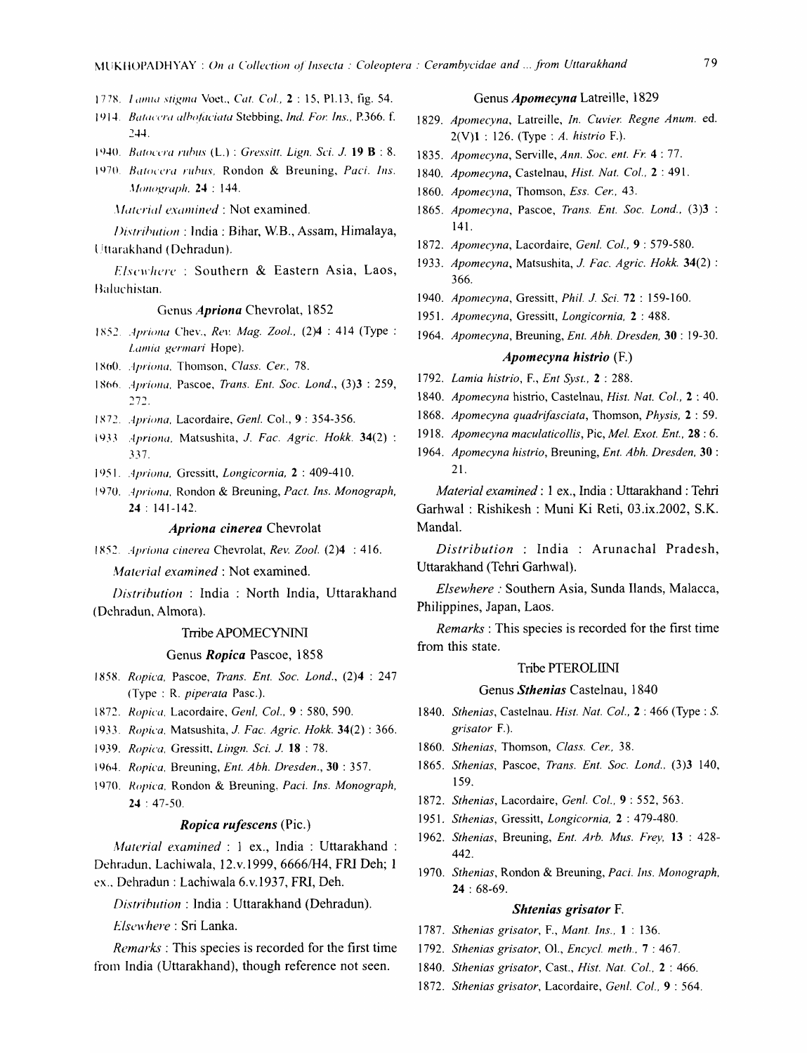1778. *Lamia stigma* Voet., *Cat. Col.*, **2** : 15, Pl.13, fig. 54.

1914. *Batocera albofaciata* Stebbing, *Ind. For. Ins.*, P.366. f. 244.

1940. *Batocera rubus* (L.) : Gressitt. *Lign. Sci. J.* **19 B** : 8.

1970. *Batocera rubus*, Rondon & Breuning, *Paci. Ins. Monograph.* **24** : 144.

*Material examined* : Not examined.

*Distribution* : India : Bihar, W.B., Assam, Himalaya, Uttarakhand (Dehradun).

*Elsewhere* : Southern & Eastern Asia, Laos, Baluchistan.

### Genus *Apriona* Chevrolat, 1852

1852. *Apriona* Chev., *Rev. Mag. Zool.*, (2)**4** : 414 (Type : *Lamia germari* Hope).

1860. *Apriona*, Thomson, *Class. Cer.*, 78.

1866. *Apriona*, Pascoe, *Trans. Ent. Soc. Lond.*, (3)**3** : 259, 272.

1872. *Apriona*, Lacordaire, *Genl.* Col., **9** : 354-356.

1933. *Apriona*, Matsushita, *J. Fac. Agric. Hokk.* **34**(2) : 337.

1951. *Apriona*, Gressitt, *Longicornia*, **2** : 409-410.

1970. *Apriona*, Rondon & Breuning, *Pact. Ins. Monograph*, **24** : 141-142.

#### *Apriona cinerea* Chevrolat

1852. *Apriona cinerea* Chevrolat, *Rev. Zool.* (2)**4** : 416.

*Material examined* : Not examined.

*Distribution* : India : North India, Uttarakhand (Dehradun, Almora).

### Trribe APOMECYNINI

### Genus *Ropica* Pascoe, 1858

1858. *Ropica*, Pascoe, *Trans. Ent. Soc. Lond.*, (2)**4** : 247 (Type : R. *piperata* Pasc.).

1872. *Ropica*, Lacordaire, *Genl, Col.*, **9** : 580, 590.

1933. *Ropica*, Matsushita, *J. Fac. Agric. Hokk.* **34**(2) : 366.

1939. *Ropica*, Gressitt, *Lingn. Sci. J.* **18** : 78.

1964. *Ropica*, Breuning, *Ent. Abh. Dresden.*, **30** : 357.

1970. *Ropica*, Rondon & Breuning, *Paci. Ins. Monograph*, **24** : 47-50.

#### *Ropica rufescens* (Pic.)

*Material examined* : 1 ex., India : Uttarakhand : Dehradun, Lachiwala, 12.v.1999, 6666/H4, FRI Deh; 1 ex., Dehradun : Lachiwala 6.v.1937, FRI, Deh.

*Distribution* : India : Uttarakhand (Dehradun).

*Elsewhere* : Sri Lanka.

*Remarks* : This species is recorded for the first time from India (Uttarakhand), though reference not seen.

### Genus *Apomecyna* Latreille, 1829

1829. *Apomecyna*, Latreille, *In. Cuvier. Regne Anum.* ed. 2(V)**1** : 126. (Type : *A. histrio* F.).

1835. *Apomecyna*, Serville, *Ann. Soc. ent. Fr.* **4** : 77.

1840. *Apomecyna*, Castelnau, *Hist. Nat. Col.*, **2** : 491.

1860. *Apomecyna*, Thomson, *Ess. Cer.*, 43.

1865. *Apomecyna*, Pascoe, *Trans. Ent. Soc. Lond.*, (3)**3** : 141.

1872. *Apomecyna*, Lacordaire, *Genl. Col.*, **9** : 579-580.

1933. *Apomecyna*, Matsushita, *J. Fac. Agric. Hokk.* **34**(2) : 366.

1940. *Apomecyna*, Gressitt, *Phil. J. Sci.* **72** : 159-160.

1951. *Apomecyna*, Gressitt, *Longicornia*, **2** : 488.

1964. *Apomecyna*, Breuning, *Ent. Abh. Dresden*, **30** : 19-30.

#### *Apomecyna histrio* (F.)

1792. *Lamia histrio*, F., *Ent Syst.*, **2** : 288.

1840. *Apomecyna* histrio, Castelnau, *Hist. Nat. Col.*, **2** : 40.

1868. *Apomecyna quadrifasciata*, Thomson, *Physis*, **2** : 59.

1918. *Apomecyna maculaticollis*, Pic, *Mel. Exot. Ent.*, **28** : 6.

1964. *Apomecyna histrio*, Breuning, *Ent. Abh. Dresden*, **30** : 21.

*Material examined* : 1 ex., India : Uttarakhand : Tehri Garhwal : Rishikesh : Muni Ki Reti, 03.ix.2002, S.K. Mandal.

*Distribution* : India : Arunachal Pradesh, Uttarakhand (Tehri Garhwal).

*Elsewhere* : Southern Asia, Sunda Ilands, Malacca, Philippines, Japan, Laos.

*Remarks* : This species is recorded for the first time from this state.

### Tribe PTEROLIINI

### Genus *Sthenias* Castelnau, 1840

1840. *Sthenias*, Castelnau. *Hist. Nat. Col.*, **2** : 466 (Type : *S. grisator* F.).

1860. *Sthenias*, Thomson, *Class. Cer.*, 38.

1865. *Sthenias*, Pascoe, *Trans. Ent. Soc. Lond.*. (3)**3** 140, 159.

1872. *Sthenias*, Lacordaire, *Genl. Col.*, **9** : 552, 563.

1951. *Sthenias*, Gressitt, *Longicornia*, **2** : 479-480.

1962. *Sthenias*, Breuning, *Ent. Arb. Mus. Frey*, **13** : 428-442.

1970. *Sthenias*, Rondon & Breuning, *Paci. Ins. Monograph*, **24** : 68-69.

#### *Shtenias grisator* F.

1787. *Sthenias grisator*, F., *Mant. Ins.*, **1** : 136.

1792. *Sthenias grisator*, Ol., *Encycl. meth.*, **7** : 467.

1840. *Sthenias grisator*, Cast., *Hist. Nat. Col.*, **2** : 466.

1872. *Sthenias grisator*, Lacordaire, *Genl. Col.*, **9** : 564.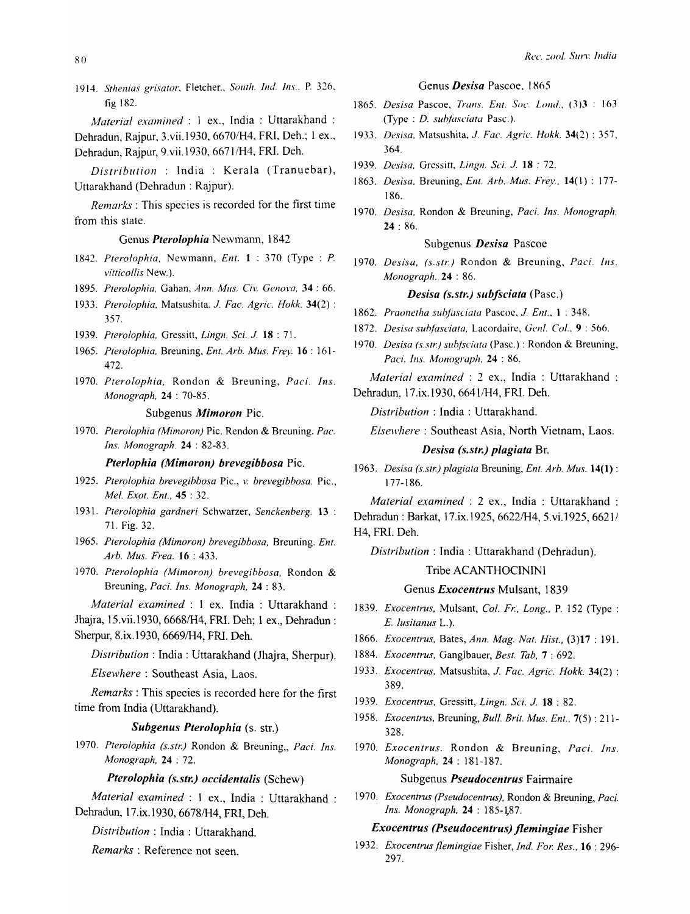1914. *Sthenias grisator*, Fletcher., *South. Ind. Ins.*, P. 326, fig 182.

*Material examined* : 1 ex., India : Uttarakhand : Dehradun, Rajpur, 3.vii.1930, 6670/H4, FRI, Deh.; 1 ex., Dehradun, Rajpur, 9.vii.1930, 6671/H4, FRI. Deh.

*Distribution* : India : Kerala (Tranuebar), Uttarakhand (Dehradun : Rajpur).

*Remarks* : This species is recorded for the first time from this state.

### Genus *Pterolophia* Newmann, 1842

1842. *Pterolophia*, Newmann, *Ent.* **1** : 370 (Type : *P. vitticollis* New.).
1895. *Pterolophia*, Gahan, *Ann. Mus. Civ. Genova*, **34** : 66.
1933. *Pterolophia*, Matsushita, *J. Fac. Agric. Hokk.* **34**(2) : 357.
1939. *Pterolophia*, Gressitt, *Lingn. Sci. J.* **18** : 71.
1965. *Pterolophia*, Breuning, *Ent. Arb. Mus. Frey.* **16** : 161-472.
1970. *Pterolophia*, Rondon & Breuning, *Paci. Ins. Monograph*, **24** : 70-85.

#### Subgenus *Mimoron* Pic.

1970. *Pterolophia (Mimoron)* Pic. Rendon & Breuning. *Pac. Ins. Monograph.* **24** : 82-83.

#### *Pterlophia (Mimoron) brevegibbosa* Pic.

1925. *Pterolophia brevegibbosa* Pic., *v. brevegibbosa*. Pic., *Mel. Exot. Ent.*, **45** : 32.
1931. *Pterolophia gardneri* Schwarzer, *Senckenberg.* **13** : 71. Fig. 32.
1965. *Pterolophia (Mimoron) brevegibbosa*, Breuning. *Ent. Arb. Mus. Frea.* **16** : 433.
1970. *Pterolophia (Mimoron) brevegibbosa*, Rondon & Breuning, *Paci. Ins. Monograph*, **24** : 83.

*Material examined* : 1 ex. India : Uttarakhand : Jhajra, 15.vii.1930, 6668/H4, FRI. Deh; 1 ex., Dehradun : Sherpur, 8.ix.1930, 6669/H4, FRI. Deh.

*Distribution* : India : Uttarakhand (Jhajra, Sherpur).

*Elsewhere* : Southeast Asia, Laos.

*Remarks* : This species is recorded here for the first time from India (Uttarakhand).

#### *Subgenus Pterolophia* (s. str.)

1970. *Pterolophia (s.str.)* Rondon & Breuning,, *Paci. Ins. Monograph*, **24** : 72.

#### *Pterolophia (s.str.) occidentalis* (Schew)

*Material examined* : 1 ex., India : Uttarakhand : Dehradun, 17.ix.1930, 6678/H4, FRI, Deh.

*Distribution* : India : Uttarakhand.

*Remarks* : Reference not seen.

### Genus *Desisa* Pascoe, 1865

1865. *Desisa* Pascoe, *Trans. Ent. Soc. Lond.*, (3)**3** : 163 (Type : *D. subfasciata* Pasc.).
1933. *Desisa*, Matsushita, *J. Fac. Agric. Hokk.* **34**(2) : 357, 364.
1939. *Desisa*, Gressitt, *Lingn. Sci. J.* **18** : 72.
1863. *Desisa*, Breuning, *Ent. Arb. Mus. Frey.*, **14**(1) : 177-186.
1970. *Desisa*, Rondon & Breuning, *Paci. Ins. Monograph*, **24** : 86.

#### Subgenus *Desisa* Pascoe

1970. *Desisa, (s.str.)* Rondon & Breuning, *Paci. Ins. Monograph.* **24** : 86.

#### *Desisa (s.str.) subfsciata* (Pasc.)

1862. *Praonetha subfasciata* Pascoe, *J. Ent.*, **1** : 348.
1872. *Desisa subfasciata*, Lacordaire, *Genl. Col.*, **9** : 566.
1970. *Desisa (s.str.) subfsciata* (Pasc.) : Rondon & Breuning, *Paci. Ins. Monograph*, **24** : 86.

*Material examined* : 2 ex., India : Uttarakhand : Dehradun, 17.ix.1930, 6641/H4, FRI. Deh.

*Distribution* : India : Uttarakhand.

*Elsewhere* : Southeast Asia, North Vietnam, Laos.

#### *Desisa (s.str.) plagiata* Br.

1963. *Desisa (s.str.) plagiata* Breuning, *Ent. Arb. Mus.* **14(1)** : 177-186.

*Material examined* : 2 ex., India : Uttarakhand : Dehradun : Barkat, 17.ix.1925, 6622/H4, 5.vi.1925, 6621/H4, FRI. Deh.

*Distribution* : India : Uttarakhand (Dehradun).

### Tribe ACANTHOCININI

### Genus *Exocentrus* Mulsant, 1839

1839. *Exocentrus*, Mulsant, *Col. Fr., Long.*, P. 152 (Type : *E. lusitanus* L.).
1866. *Exocentrus*, Bates, *Ann. Mag. Nat. Hist.*, (3)**17** : 191.
1884. *Exocentrus*, Ganglbauer, *Best. Tab*, **7** : 692.
1933. *Exocentrus*, Matsushita, *J. Fac. Agric. Hokk.* **34**(2) : 389.
1939. *Exocentrus*, Gressitt, *Lingn. Sci. J.* **18** : 82.
1958. *Exocentrus*, Breuning, *Bull. Brit. Mus. Ent.*, **7**(5) : 211-328.
1970. *Exocentrus*. Rondon & Breuning, *Paci. Ins. Monograph*, **24** : 181-187.

#### Subgenus *Pseudocentrus* Fairmaire

1970. *Exocentrus (Pseudocentrus)*, Rondon & Breuning, *Paci. Ins. Monograph*, **24** : 185-187.

#### *Exocentrus (Pseudocentrus) flemingiae* Fisher

1932. *Exocentrus flemingiae* Fisher, *Ind. For. Res.*, **16** : 296-297.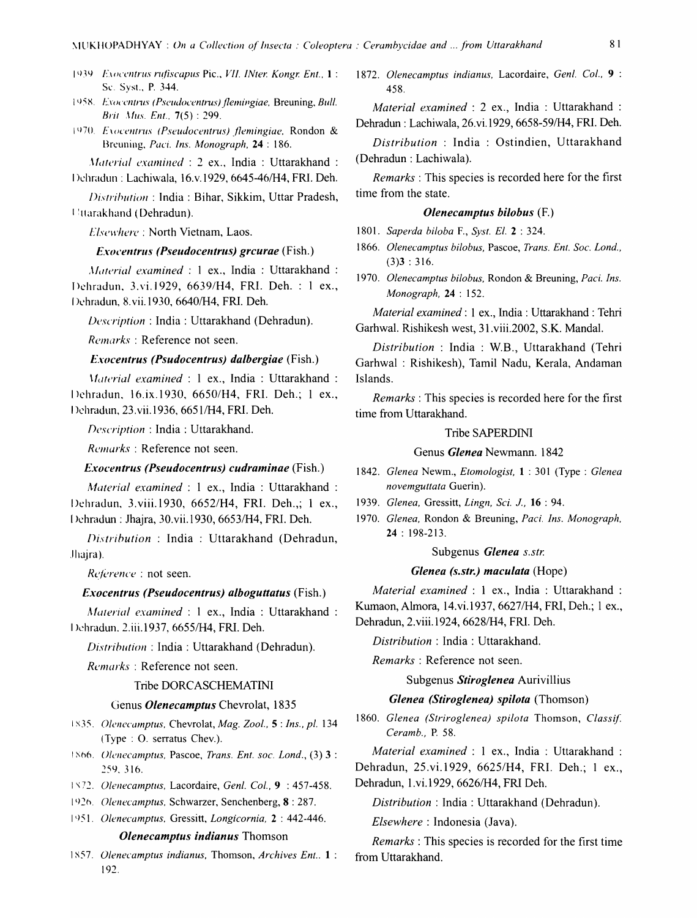1939. *Exocentrus rufiscapus* Pic., *VII. INter. Kongr. Ent.*, **1** : Sc. Syst., P. 344.

1958. *Exocentrus (Pseudocentrus) flemingiae*, Breuning, *Bull. Brit. Mus. Ent.*, **7**(5) : 299.

1970. *Exocentrus (Pseudocentrus) flemingiae*. Rondon & Breuning, *Paci. Ins. Monograph*, **24** : 186.

*Material examined* : 2 ex., India : Uttarakhand : Dehradun : Lachiwala, 16.v.1929, 6645-46/H4, FRI. Deh.

*Distribution* : India : Bihar, Sikkim, Uttar Pradesh, Uttarakhand (Dehradun).

*Elsewhere* : North Vietnam, Laos.

### *Exocentrus (Pseudocentrus) grcurae* (Fish.)

*Material examined* : 1 ex., India : Uttarakhand : Dehradun, 3.vi.1929, 6639/H4, FRI. Deh. : 1 ex., Dehradun, 8.vii.1930, 6640/H4, FRI. Deh.

*Description* : India : Uttarakhand (Dehradun).

*Remarks* : Reference not seen.

### *Exocentrus (Psudocentrus) dalbergiae* (Fish.)

*Material examined* : 1 ex., India : Uttarakhand : Dehradun, 16.ix.1930, 6650/H4, FRI. Deh.; 1 ex., Dehradun, 23.vii.1936, 6651/H4, FRI. Deh.

*Description* : India : Uttarakhand.

*Remarks* : Reference not seen.

### *Exocentrus (Pseudocentrus) cudraminae* (Fish.)

*Material examined* : 1 ex., India : Uttarakhand : Dehradun, 3.viii.1930, 6652/H4, FRI. Deh.,; 1 ex., Dehradun : Jhajra, 30.vii.1930, 6653/H4, FRI. Deh.

*Distribution* : India : Uttarakhand (Dehradun, Jhajra).

*Reference* : not seen.

### *Exocentrus (Pseudocentrus) alboguttatus* (Fish.)

*Material examined* : 1 ex., India : Uttarakhand : Dehradun. 2.iii.1937, 6655/H4, FRI. Deh.

*Distribution* : India : Uttarakhand (Dehradun).

*Remarks* : Reference not seen.

## Tribe DORCASCHEMATINI

### Genus *Olenecamptus* Chevrolat, 1835

1835. *Olenecamptus*, Chevrolat, *Mag. Zool.*, **5** : *Ins.*, *pl.* 134 (Type : O. serratus Chev.).

1866. *Olenecamptus*, Pascoe, *Trans. Ent. soc. Lond.*, (3) **3** : 259, 316.

1872. *Olenecamptus*, Lacordaire, *Genl. Col.*, **9** : 457-458.

1926. *Olenecamptus*, Schwarzer, Senchenberg, **8** : 287.

1951. *Olenecamptus*, Gressitt, *Longicornia*, **2** : 442-446.

### *Olenecamptus indianus* Thomson

1857. *Olenecamptus indianus*, Thomson, *Archives Ent.*. **1** : 192.

1872. *Olenecamptus indianus*, Lacordaire, *Genl. Col.*, **9** : 458.

*Material examined* : 2 ex., India : Uttarakhand : Dehradun : Lachiwala, 26.vi.1929, 6658-59/H4, FRI. Deh.

*Distribution* : India : Ostindien, Uttarakhand (Dehradun : Lachiwala).

*Remarks* : This species is recorded here for the first time from the state.

### *Olenecamptus bilobus* (F.)

1801. *Saperda biloba* F., *Syst. El.* **2** : 324.

1866. *Olenecamptus bilobus*, Pascoe, *Trans. Ent. Soc. Lond.*, (3)**3** : 316.

1970. *Olenecamptus bilobus*, Rondon & Breuning, *Paci. Ins. Monograph*, **24** : 152.

*Material examined* : 1 ex., India : Uttarakhand : Tehri Garhwal. Rishikesh west, 31.viii.2002, S.K. Mandal.

*Distribution* : India : W.B., Uttarakhand (Tehri Garhwal : Rishikesh), Tamil Nadu, Kerala, Andaman Islands.

*Remarks* : This species is recorded here for the first time from Uttarakhand.

## Tribe SAPERDINI

### Genus *Glenea* Newmann. 1842

1842. *Glenea* Newm., *Etomologist*, **1** : 301 (Type : *Glenea novemguttata* Guerin).

1939. *Glenea*, Gressitt, *Lingn, Sci. J.*, **16** : 94.

1970. *Glenea*, Rondon & Breuning, *Paci. Ins. Monograph*, **24** : 198-213.

### Subgenus *Glenea s.str.*

### *Glenea (s.str.) maculata* (Hope)

*Material examined* : 1 ex., India : Uttarakhand : Kumaon, Almora, 14.vi.1937, 6627/H4, FRI, Deh.; 1 ex., Dehradun, 2.viii.1924, 6628/H4, FRI. Deh.

*Distribution* : India : Uttarakhand.

*Remarks* : Reference not seen.

### Subgenus *Stiroglenea* Aurivillius

### *Glenea (Stiroglenea) spilota* (Thomson)

1860. *Glenea (Striroglenea) spilota* Thomson, *Classif. Ceramb.*, P. 58.

*Material examined* : 1 ex., India : Uttarakhand : Dehradun, 25.vi.1929, 6625/H4, FRI. Deh.; 1 ex., Dehradun, 1.vi.1929, 6626/H4, FRI Deh.

*Distribution* : India : Uttarakhand (Dehradun).

*Elsewhere* : Indonesia (Java).

*Remarks* : This species is recorded for the first time from Uttarakhand.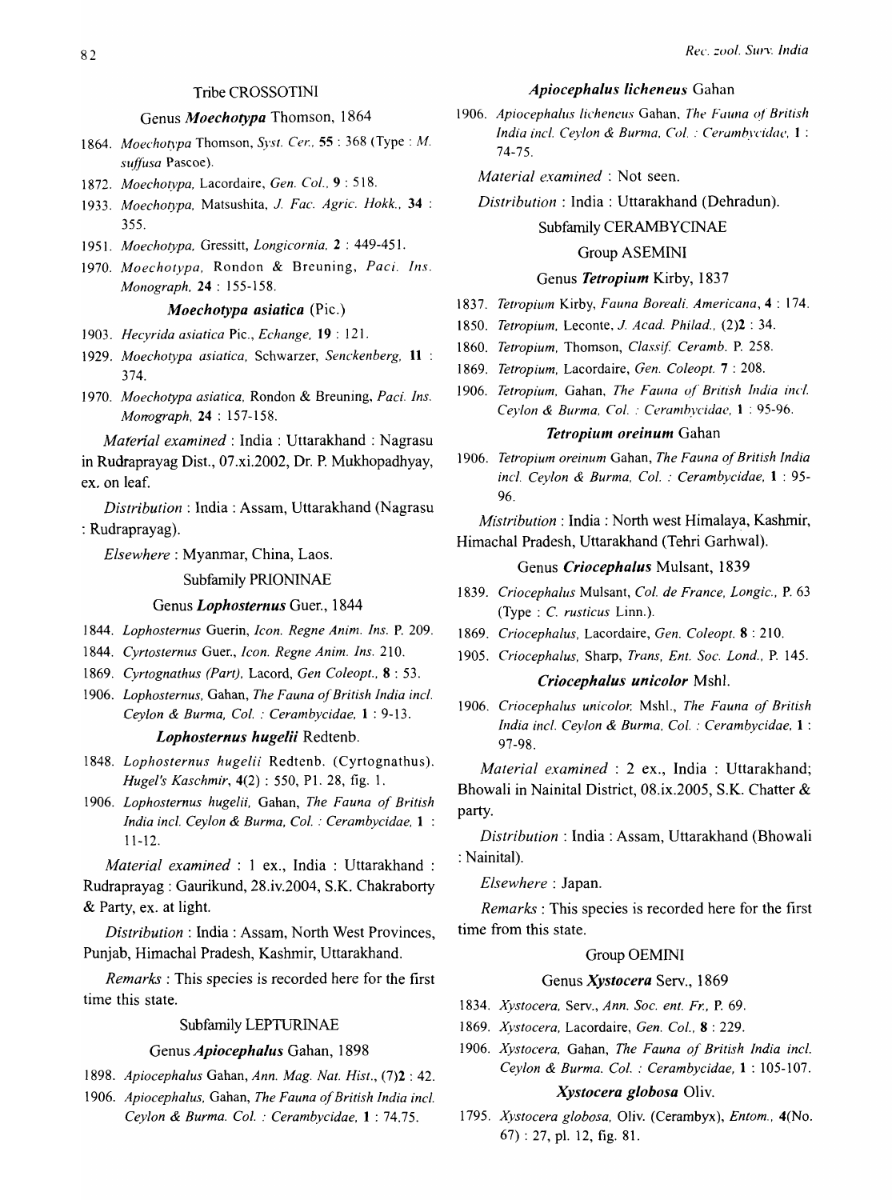### Tribe CROSSOTINI

#### Genus *Moechotypa* Thomson, 1864

1864. *Moechotypa* Thomson, *Syst. Cer.,* **55** : 368 (Type : *M. suffusa* Pascoe).
1872. *Moechotypa,* Lacordaire, *Gen. Col.,* **9** : 518.
1933. *Moechotypa,* Matsushita, *J. Fac. Agric. Hokk.,* **34** : 355.
1951. *Moechotypa,* Gressitt, *Longicornia,* **2** : 449-451.
1970. *Moechotypa,* Rondon & Breuning, *Paci. Ins. Monograph,* **24** : 155-158.

##### *Moechotypa asiatica* (Pic.)

1903. *Hecyrida asiatica* Pic., *Echange,* **19** : 121.
1929. *Moechotypa asiatica,* Schwarzer, *Senckenberg,* **11** : 374.
1970. *Moechotypa asiatica,* Rondon & Breuning, *Paci. Ins. Monograph,* **24** : 157-158.

*Material examined* : India : Uttarakhand : Nagrasu in Rudraprayag Dist., 07.xi.2002, Dr. P. Mukhopadhyay, ex. on leaf.

*Distribution* : India : Assam, Uttarakhand (Nagrasu : Rudraprayag).

*Elsewhere* : Myanmar, China, Laos.

### Subfamily PRIONINAE

#### Genus *Lophosternus* Guer., 1844

1844. *Lophosternus* Guerin, *Icon. Regne Anim. Ins.* P. 209.
1844. *Cyrtosternus* Guer., *Icon. Regne Anim. Ins.* 210.
1869. *Cyrtognathus (Part),* Lacord, *Gen Coleopt.,* **8** : 53.
1906. *Lophosternus,* Gahan, *The Fauna of British India incl. Ceylon & Burma, Col. : Cerambycidae,* **1** : 9-13.

##### *Lophosternus hugelii* Redtenb.

1848. *Lophosternus hugelii* Redtenb. (Cyrtognathus). *Hugel's Kaschmir,* **4**(2) : 550, Pl. 28, fig. 1.
1906. *Lophosternus hugelii,* Gahan, *The Fauna of British India incl. Ceylon & Burma, Col. : Cerambycidae,* **1** : 11-12.

*Material examined* : 1 ex., India : Uttarakhand : Rudraprayag : Gaurikund, 28.iv.2004, S.K. Chakraborty & Party, ex. at light.

*Distribution* : India : Assam, North West Provinces, Punjab, Himachal Pradesh, Kashmir, Uttarakhand.

*Remarks* : This species is recorded here for the first time this state.

### Subfamily LEPTURINAE

#### Genus *Apiocephalus* Gahan, 1898

1898. *Apiocephalus* Gahan, *Ann. Mag. Nat. Hist.,* (7)**2** : 42.
1906. *Apiocephalus,* Gahan, *The Fauna of British India incl. Ceylon & Burma. Col. : Cerambycidae,* **1** : 74.75.

##### *Apiocephalus licheneus* Gahan

1906. *Apiocephalus licheneus* Gahan, *The Fauna of British India incl. Ceylon & Burma, Col. : Cerambycidae,* **1** : 74-75.

*Material examined* : Not seen.

*Distribution* : India : Uttarakhand (Dehradun).

### Subfamily CERAMBYCINAE

#### Group ASEMINI

#### Genus *Tetropium* Kirby, 1837

1837. *Tetropium* Kirby, *Fauna Boreali. Americana,* **4** : 174.
1850. *Tetropium,* Leconte, *J. Acad. Philad.,* (2)**2** : 34.
1860. *Tetropium,* Thomson, *Classif. Ceramb.* P. 258.
1869. *Tetropium,* Lacordaire, *Gen. Coleopt.* **7** : 208.
1906. *Tetropium,* Gahan, *The Fauna of British India incl. Ceylon & Burma, Col. : Cerambycidae,* **1** : 95-96.

##### *Tetropium oreinum* Gahan

1906. *Tetropium oreinum* Gahan, *The Fauna of British India incl. Ceylon & Burma, Col. : Cerambycidae,* **1** : 95-96.

*Mistribution* : India : North west Himalaya, Kashmir, Himachal Pradesh, Uttarakhand (Tehri Garhwal).

#### Genus *Criocephalus* Mulsant, 1839

1839. *Criocephalus* Mulsant, *Col. de France, Longic.,* P. 63 (Type : *C. rusticus* Linn.).
1869. *Criocephalus,* Lacordaire, *Gen. Coleopt.* **8** : 210.
1905. *Criocephalus,* Sharp, *Trans, Ent. Soc. Lond.,* P. 145.

##### *Criocephalus unicolor* Mshl.

1906. *Criocephalus unicolor,* Mshl., *The Fauna of British India incl. Ceylon & Burma, Col. : Cerambycidae,* **1** : 97-98.

*Material examined* : 2 ex., India : Uttarakhand; Bhowali in Nainital District, 08.ix.2005, S.K. Chatter & party.

*Distribution* : India : Assam, Uttarakhand (Bhowali : Nainital).

*Elsewhere* : Japan.

*Remarks* : This species is recorded here for the first time from this state.

#### Group OEMINI

#### Genus *Xystocera* Serv., 1869

1834. *Xystocera,* Serv., *Ann. Soc. ent. Fr.,* P. 69.
1869. *Xystocera,* Lacordaire, *Gen. Col.,* **8** : 229.
1906. *Xystocera,* Gahan, *The Fauna of British India incl. Ceylon & Burma. Col. : Cerambycidae,* **1** : 105-107.

##### *Xystocera globosa* Oliv.

1795. *Xystocera globosa,* Oliv. (Cerambyx), *Entom.,* **4**(No. 67) : 27, pl. 12, fig. 81.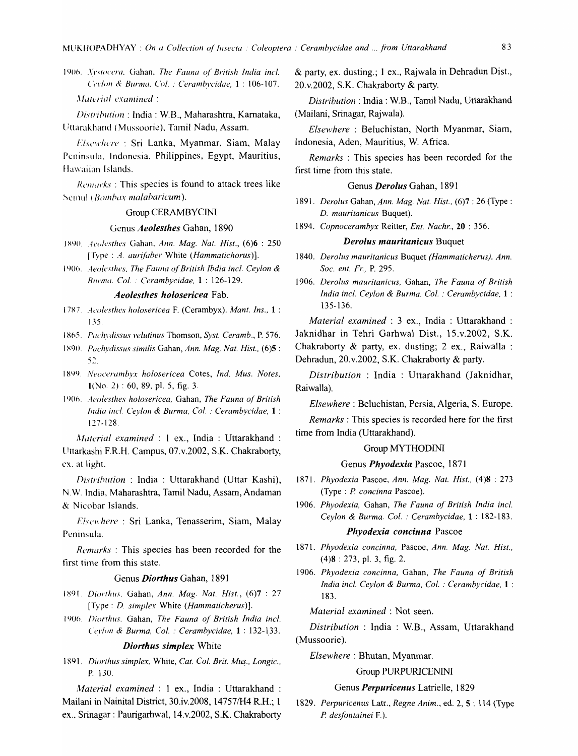1906. *Xystocera*, Gahan, *The Fauna of British India incl. Ceylon & Burma, Col. : Cerambycidae*, **1** : 106-107.

*Material examined* :

*Distribution* : India : W.B., Maharashtra, Karnataka, Uttarakhand (Mussoorie), Tamil Nadu, Assam.

*Elsewhere* : Sri Lanka, Myanmar, Siam, Malay Peninsula, Indonesia, Philippines, Egypt, Mauritius, Hawaiian Islands.

*Remarks* : This species is found to attack trees like Semul (*Bombax malabaricum*).

### Group CERAMBYCINI

#### Genus *Aeolesthes* Gahan, 1890

1890. *Aeolesthes* Gahan, *Ann. Mag. Nat. Hist.*, (6)**6** : 250 [Type : *A. aurifaber* White (*Hammatichorus*)].

1906. *Aeolesthes*, *The Fauna of British Ibdia incl. Ceylon & Burma. Col. : Cerambycidae*, **1** : 126-129.

#### *Aeolesthes holosericea* Fab.

1787. *Aeolesthes holosericea* F. (Cerambyx). *Mant. Ins.*, **1** : 135.

1865. *Pachydissus velutinus* Thomson, *Syst. Ceramb.*, P. 576.

1890. *Pachydissus similis* Gahan, *Ann. Mag. Nat. Hist.*, (6)**5** : 52.

1899. *Neocerambyx holosericea* Cotes, *Ind. Mus. Notes*, **1**(No. 2) : 60, 89, pl. 5, fig. 3.

1906. *Aeolesthes holosericea*, Gahan, *The Fauna of British India incl. Ceylon & Burma, Col. : Cerambycidae*, **1** : 127-128.

*Material examined* : 1 ex., India : Uttarakhand : Uttarkashi F.R.H. Campus, 07.v.2002, S.K. Chakraborty, ex. at light.

*Distribution* : India : Uttarakhand (Uttar Kashi), N.W. India, Maharashtra, Tamil Nadu, Assam, Andaman & Nicobar Islands.

*Elsewhere* : Sri Lanka, Tenasserim, Siam, Malay Peninsula.

*Remarks* : This species has been recorded for the first time from this state.

#### Genus *Diorthus* Gahan, 1891

1891. *Diorthus*, Gahan, *Ann. Mag. Nat. Hist.*, (6)**7** : 27 [Type : *D. simplex* White (*Hammaticherus*)].

1906. *Diorthus*, Gahan, *The Fauna of British India incl. Ceylon & Burma, Col. : Cerambycidae*, **1** : 132-133.

#### *Diorthus simplex* White

1891. *Diorthus simplex*, White, *Cat. Col. Brit. Mus., Longic.*, P. 130.

*Material examined* : 1 ex., India : Uttarakhand : Mailani in Nainital District, 30.iv.2008, 14757/H4 R.H.; 1 ex., Srinagar : Paurigarhwal, 14.v.2002, S.K. Chakraborty & party, ex. dusting.; 1 ex., Rajwala in Dehradun Dist., 20.v.2002, S.K. Chakraborty & party.

*Distribution* : India : W.B., Tamil Nadu, Uttarakhand (Mailani, Srinagar, Rajwala).

*Elsewhere* : Beluchistan, North Myanmar, Siam, Indonesia, Aden, Mauritius, W. Africa.

*Remarks* : This species has been recorded for the first time from this state.

#### Genus *Derolus* Gahan, 1891

1891. *Derolus* Gahan, *Ann. Mag. Nat. Hist.*, (6)**7** : 26 (Type : *D. mauritanicus* Buquet).

1894. *Copnocerambyx* Reitter, *Ent. Nachr.*, **20** : 356.

#### *Derolus mauritanicus* Buquet

1840. *Derolus mauritanicus* Buquet *(Hammaticherus)*, *Ann. Soc. ent. Fr.*, P. 295.

1906. *Derolus mauritanicus*, Gahan, *The Fauna of British India incl. Ceylon & Burma. Col. : Cerambycidae*, **1** : 135-136.

*Material examined* : 3 ex., India : Uttarakhand : Jaknidhar in Tehri Garhwal Dist., 15.v.2002, S.K. Chakraborty & party, ex. dusting; 2 ex., Raiwalla : Dehradun, 20.v.2002, S.K. Chakraborty & party.

*Distribution* : India : Uttarakhand (Jaknidhar, Raiwalla).

*Elsewhere* : Beluchistan, Persia, Algeria, S. Europe.

*Remarks* : This species is recorded here for the first time from India (Uttarakhand).

### Group MYTHODINI

#### Genus *Phyodexia* Pascoe, 1871

1871. *Phyodexia* Pascoe, *Ann. Mag. Nat. Hist.*, (4)**8** : 273 (Type : *P. concinna* Pascoe).

1906. *Phyodexia*, Gahan, *The Fauna of British India incl. Ceylon & Burma. Col. : Cerambycidae*, **1** : 182-183.

#### *Phyodexia concinna* Pascoe

1871. *Phyodexia concinna*, Pascoe, *Ann. Mag. Nat. Hist.*, (4)**8** : 273, pl. 3, fig. 2.

1906. *Phyodexia concinna*, Gahan, *The Fauna of British India incl. Ceylon & Burma, Col. : Cerambycidae*, **1** : 183.

*Material examined* : Not seen.

*Distribution* : India : W.B., Assam, Uttarakhand (Mussoorie).

*Elsewhere* : Bhutan, Myanmar.

### Group PURPURICENINI

#### Genus *Perpuricenus* Latrielle, 1829

1829. *Perpuricenus* Latr., *Regne Anim.*, ed. 2, **5** : 114 (Type *P. desfontainei* F.).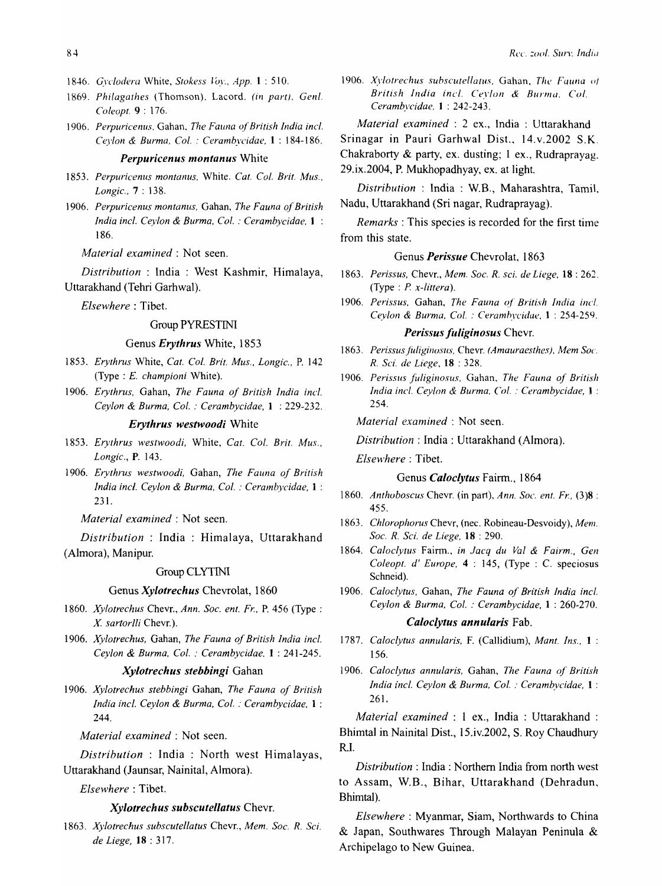1846. *Gyclodera* White, *Stokess Voy., App.* **1** : 510.

1869. *Philagathes* (Thomson). Lacord. *(in part). Genl. Coleopt.* **9** : 176.

1906. *Perpuricenus*, Gahan, *The Fauna of British India incl. Ceylon & Burma, Col. : Cerambycidae*, **1** : 184-186.

### *Perpuricenus montanus* White

1853. *Perpuricenus montanus*, White. *Cat. Col. Brit. Mus., Longic.*, **7** : 138.

1906. *Perpuricenus montanus*, Gahan, *The Fauna of British India incl. Ceylon & Burma, Col. : Cerambycidae*, **1** : 186.

*Material examined* : Not seen.

*Distribution* : India : West Kashmir, Himalaya, Uttarakhand (Tehri Garhwal).

*Elsewhere* : Tibet.

#### Group PYRESTINI

#### Genus *Erythrus* White, 1853

1853. *Erythrus* White, *Cat. Col. Brit. Mus., Longic.*, P. 142 (Type : *E. championi* White).

1906. *Erythrus*, Gahan, *The Fauna of British India incl. Ceylon & Burma, Col. : Cerambycidae*, **1** : 229-232.

### *Erythrus westwoodi* White

1853. *Erythrus westwoodi*, White, *Cat. Col. Brit. Mus., Longic.*, **P.** 143.

1906. *Erythrus westwoodi*, Gahan, *The Fauna of British India incl. Ceylon & Burma, Col. : Cerambycidae*, **1** : 231.

*Material examined* : Not seen.

*Distribution* : India : Himalaya, Uttarakhand (Almora), Manipur.

#### Group CLYTINI

#### Genus *Xylotrechus* Chevrolat, 1860

1860. *Xylotrechus* Chevr., *Ann. Soc. ent. Fr.*, P. 456 (Type : *X. sartorlli* Chevr.).

1906. *Xylotrechus*, Gahan, *The Fauna of British India incl. Ceylon & Burma, Col. : Cerambycidae*. **1** : 241-245.

### *Xylotrechus stebbingi* Gahan

1906. *Xylotrechus stebbingi* Gahan, *The Fauna of British India incl. Ceylon & Burma, Col. : Cerambycidae*, **1** : 244.

*Material examined* : Not seen.

*Distribution* : India : North west Himalayas, Uttarakhand (Jaunsar, Nainital, Almora).

*Elsewhere* : Tibet.

### *Xylotrechus subscutellatus* Chevr.

1863. *Xylotrechus subscutellatus* Chevr., *Mem. Soc. R. Sci. de Liege*, **18** : 317.

1906. *Xylotrechus subscutellatus*, Gahan, *The Fauna of British India incl. Ceylon & Burma, Col. Cerambycidae*, **1** : 242-243.

*Material examined* : 2 ex., India : Uttarakhand Srinagar in Pauri Garhwal Dist., 14.v.2002 S.K. Chakraborty & party, ex. dusting; 1 ex., Rudraprayag, 29.ix.2004, P. Mukhopadhyay, ex. at light.

*Distribution* : India : W.B., Maharashtra, Tamil, Nadu, Uttarakhand (Sri nagar, Rudraprayag).

*Remarks* : This species is recorded for the first time from this state.

#### Genus *Perissue* Chevrolat, 1863

1863. *Perissus*, Chevr., *Mem. Soc. R. sci. de Liege*, **18** : 262. (Type : *P. x-littera*).

1906. *Perissus*, Gahan, *The Fauna of British India incl. Ceylon & Burma, Col. : Cerambycidae*, **1** : 254-259.

### *Perissus fuliginosus* Chevr.

1863. *Perissus fuliginosus*, Chevr. *(Amauraesthes), Mem Soc. R. Sci. de Liege*, **18** : 328.

1906. *Perissus fuliginosus*, Gahan, *The Fauna of British India incl. Ceylon & Burma, Col. : Cerambycidae*, **1** : 254.

*Material examined* : Not seen.

*Distribution* : India : Uttarakhand (Almora).

*Elsewhere* : Tibet.

#### Genus *Caloclytus* Fairm., 1864

1860. *Anthoboscus* Chevr. (in part), *Ann. Soc. ent. Fr.*, (3)**8** : 455.

1863. *Chlorophorus* Chevr, (nec. Robineau-Desvoidy), *Mem. Soc. R. Sci. de Liege*, **18** : 290.

1864. *Caloclytus* Fairm., *in Jacq du Val & Fairm., Gen Coleopt. d' Europe*, **4** : 145, (Type : C. speciosus Schneid).

1906. *Caloclytus*, Gahan, *The Fauna of British India incl. Ceylon & Burma, Col. : Cerambycidae*, **1** : 260-270.

### *Caloclytus annularis* Fab.

1787. *Caloclytus annularis*, F. (Callidium), *Mant. Ins.*, **1** : 156.

1906. *Caloclytus annularis*, Gahan, *The Fauna of British India incl. Ceylon & Burma, Col. : Cerambycidae*, **1** : 261.

*Material examined* : 1 ex., India : Uttarakhand : Bhimtal in Nainital Dist., 15.iv.2002, S. Roy Chaudhury R.I.

*Distribution* : India : Northern India from north west to Assam, W.B., Bihar, Uttarakhand (Dehradun, Bhimtal).

*Elsewhere* : Myanmar, Siam, Northwards to China & Japan, Southwares Through Malayan Peninula & Archipelago to New Guinea.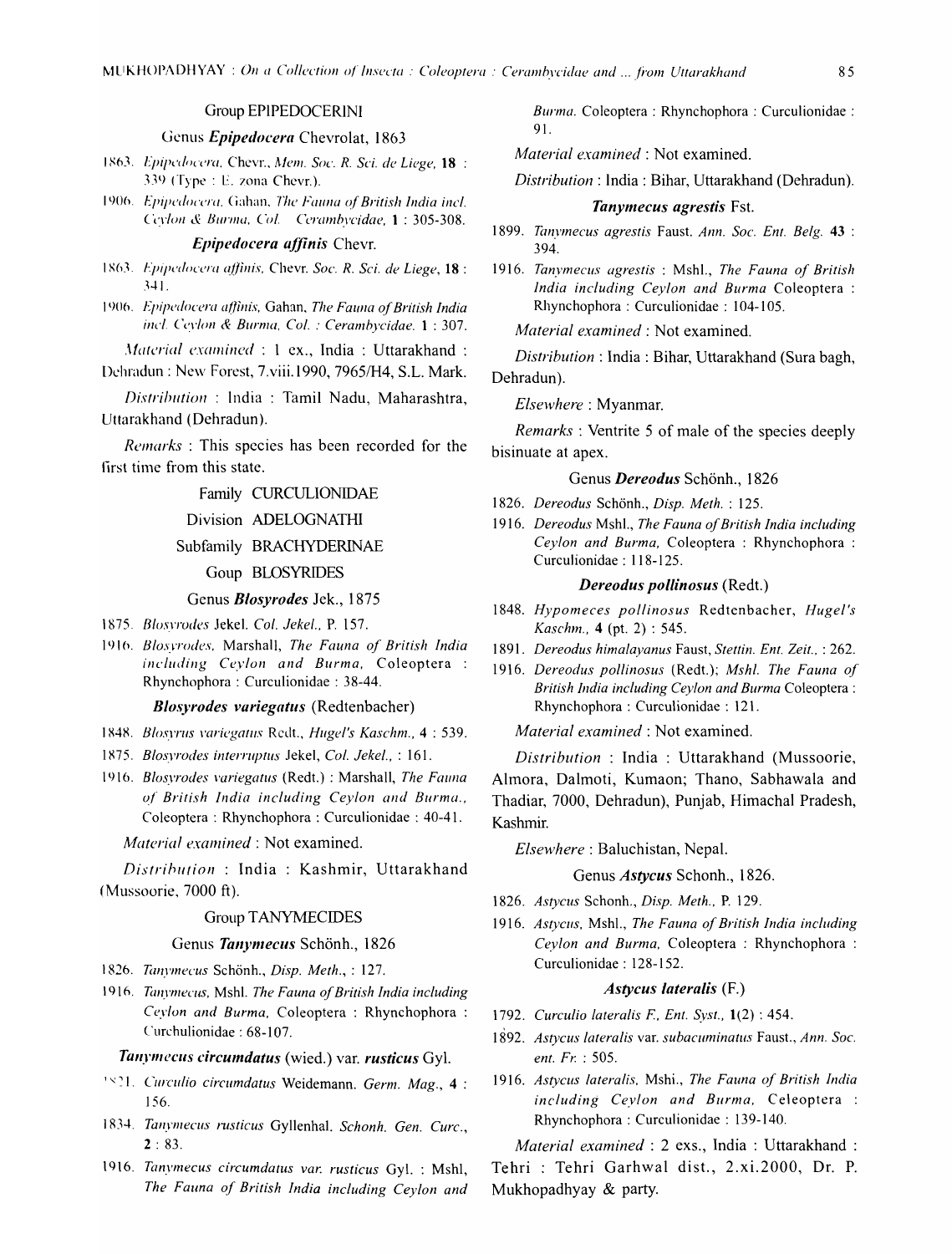### Group EPIPEDOCERINI

#### Genus *Epipedocera* Chevrolat, 1863

1863. *Epipedocera*, Chevr., *Mem. Soc. R. Sci. de Liege*, **18** : 339 (Type : E. zona Chevr.).

1906. *Epipedocera*, Gahan, *The Fauna of British India incl. Ceylon & Burma, Col. Cerambycidae*, **1** : 305-308.

#### *Epipedocera affinis* Chevr.

1863. *Epipedocera affinis*, Chevr. *Soc. R. Sci. de Liege*, **18** : 341.

1906. *Epipedocera affinis*, Gahan, *The Fauna of British India incl. Ceylon & Burma, Col. : Cerambycidae*. **1** : 307.

*Material examined* : 1 ex., India : Uttarakhand : Dehradun : New Forest, 7.viii.1990, 7965/H4, S.L. Mark.

*Distribution* : India : Tamil Nadu, Maharashtra, Uttarakhand (Dehradun).

*Remarks* : This species has been recorded for the first time from this state.

## Family CURCULIONIDAE

### Division ADELOGNATHI

### Subfamily BRACHYDERINAE

### Goup BLOSYRIDES

#### Genus *Blosyrodes* Jek., 1875

1875. *Blosyrodes* Jekel. *Col. Jekel.*, P. 157.

1916. *Blosyrodes*, Marshall, *The Fauna of British India including Ceylon and Burma*, Coleoptera : Rhynchophora : Curculionidae : 38-44.

#### *Blosyrodes variegatus* (Redtenbacher)

1848. *Blosyrus variegatus* Redt., *Hugel's Kaschm.*, **4** : 539.

1875. *Blosyrodes interruptus* Jekel, *Col. Jekel.*, : 161.

1916. *Blosyrodes variegatus* (Redt.) : Marshall, *The Fauna of British India including Ceylon and Burma.*, Coleoptera : Rhynchophora : Curculionidae : 40-41.

*Material examined* : Not examined.

*Distribution* : India : Kashmir, Uttarakhand (Mussoorie, 7000 ft).

### Group TANYMECIDES

#### Genus *Tanymecus* Schönh., 1826

1826. *Tanymecus* Schönh., *Disp. Meth.*, : 127.

1916. *Tanymecus*, Mshl. *The Fauna of British India including Ceylon and Burma*, Coleoptera : Rhynchophora : Curchulionidae : 68-107.

#### *Tanymecus circumdatus* (wied.) var. *rusticus* Gyl.

1821. *Curculio circumdatus* Weidemann. *Germ. Mag.*, **4** : 156.

1834. *Tanymecus rusticus* Gyllenhal. *Schonh. Gen. Curc.*, **2** : 83.

1916. *Tanymecus circumdatus var. rusticus* Gyl. : Mshl, *The Fauna of British India including Ceylon and Burma*. Coleoptera : Rhynchophora : Curculionidae : 91.

*Material examined* : Not examined.

*Distribution* : India : Bihar, Uttarakhand (Dehradun).

#### *Tanymecus agrestis* Fst.

1899. *Tanymecus agrestis* Faust. *Ann. Soc. Ent. Belg.* **43** : 394.

1916. *Tanymecus agrestis* : Mshl., *The Fauna of British India including Ceylon and Burma* Coleoptera : Rhynchophora : Curculionidae : 104-105.

*Material examined* : Not examined.

*Distribution* : India : Bihar, Uttarakhand (Sura bagh, Dehradun).

*Elsewhere* : Myanmar.

*Remarks* : Ventrite 5 of male of the species deeply bisinuate at apex.

#### Genus *Dereodus* Schönh., 1826

1826. *Dereodus* Schönh., *Disp. Meth.* : 125.

1916. *Dereodus* Mshl., *The Fauna of British India including Ceylon and Burma*, Coleoptera : Rhynchophora : Curculionidae : 118-125.

#### *Dereodus pollinosus* (Redt.)

1848. *Hypomeces pollinosus* Redtenbacher, *Hugel's Kaschm.*, **4** (pt. 2) : 545.

1891. *Dereodus himalayanus* Faust, *Stettin. Ent. Zeit.*, : 262.

1916. *Dereodus pollinosus* (Redt.); *Mshl. The Fauna of British India including Ceylon and Burma* Coleoptera : Rhynchophora : Curculionidae : 121.

*Material examined* : Not examined.

*Distribution* : India : Uttarakhand (Mussoorie, Almora, Dalmoti, Kumaon; Thano, Sabhawala and Thadiar, 7000, Dehradun), Punjab, Himachal Pradesh, Kashmir.

*Elsewhere* : Baluchistan, Nepal.

#### Genus *Astycus* Schonh., 1826.

1826. *Astycus* Schonh., *Disp. Meth.*, P. 129.

1916. *Astycus*, Mshl., *The Fauna of British India including Ceylon and Burma*, Coleoptera : Rhynchophora : Curculionidae : 128-152.

#### *Astycus lateralis* (F.)

1792. *Curculio lateralis F., Ent. Syst.*, **1**(2) : 454.

1892. *Astycus lateralis* var. *subacuminatus* Faust., *Ann. Soc. ent. Fr.* : 505.

1916. *Astycus lateralis*, Mshi., *The Fauna of British India including Ceylon and Burma*, Celeoptera : Rhynchophora : Curculionidae : 139-140.

*Material examined* : 2 exs., India : Uttarakhand : Tehri : Tehri Garhwal dist., 2.xi.2000, Dr. P. Mukhopadhyay & party.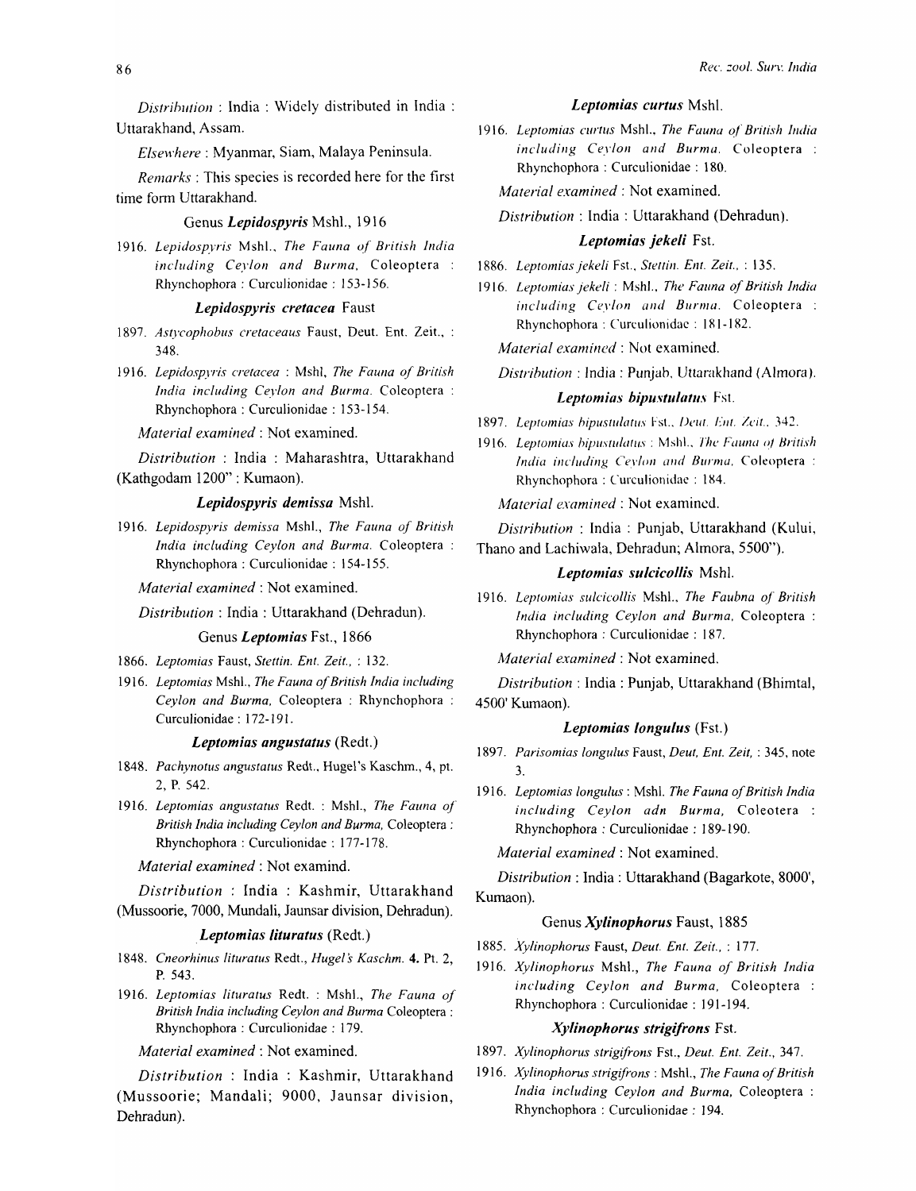*Distribution* : India : Widely distributed in India : Uttarakhand, Assam.

*Elsewhere* : Myanmar, Siam, Malaya Peninsula.

*Remarks* : This species is recorded here for the first time form Uttarakhand.

### Genus *Lepidospyris* Mshl., 1916

1916. *Lepidospyris* Mshl., *The Fauna of British India including Ceylon and Burma*, Coleoptera : Rhynchophora : Curculionidae : 153-156.

#### *Lepidospyris cretacea* Faust

1897. *Astycophobus cretaceus* Faust, Deut. Ent. Zeit., : 348.

1916. *Lepidospyris cretacea* : Mshl, *The Fauna of British India including Ceylon and Burma*. Coleoptera : Rhynchophora : Curculionidae : 153-154.

*Material examined* : Not examined.

*Distribution* : India : Maharashtra, Uttarakhand (Kathgodam 1200" : Kumaon).

#### *Lepidospyris demissa* Mshl.

1916. *Lepidospyris demissa* Mshl., *The Fauna of British India including Ceylon and Burma*. Coleoptera : Rhynchophora : Curculionidae : 154-155.

*Material examined* : Not examined.

*Distribution* : India : Uttarakhand (Dehradun).

### Genus *Leptomias* Fst., 1866

1866. *Leptomias* Faust, *Stettin. Ent. Zeit.*, : 132.

1916. *Leptomias* Mshl., *The Fauna of British India including Ceylon and Burma*, Coleoptera : Rhynchophora : Curculionidae : 172-191.

#### *Leptomias angustatus* (Redt.)

1848. *Pachynotus angustatus* Redt., Hugel's Kaschm., 4, pt. 2, P. 542.

1916. *Leptomias angustatus* Redt. : Mshl., *The Fauna of British India including Ceylon and Burma*, Coleoptera : Rhynchophora : Curculionidae : 177-178.

*Material examined* : Not examind.

*Distribution* : India : Kashmir, Uttarakhand (Mussoorie, 7000, Mundali, Jaunsar division, Dehradun).

#### *Leptomias lituratus* (Redt.)

1848. *Cneorhinus lituratus* Redt., *Hugel's Kaschm.* **4.** Pt. 2, P. 543.

1916. *Leptomias lituratus* Redt. : Mshl., *The Fauna of British India including Ceylon and Burma* Coleoptera : Rhynchophora : Curculionidae : 179.

*Material examined* : Not examined.

*Distribution* : India : Kashmir, Uttarakhand (Mussoorie; Mandali; 9000, Jaunsar division, Dehradun).

#### *Leptomias curtus* Mshl.

1916. *Leptomias curtus* Mshl., *The Fauna of British India including Ceylon and Burma*. Coleoptera : Rhynchophora : Curculionidae : 180.

*Material examined* : Not examined.

*Distribution* : India : Uttarakhand (Dehradun).

#### *Leptomias jekeli* Fst.

1886. *Leptomias jekeli* Fst., *Stettin. Ent. Zeit.*, : 135.

1916. *Leptomias jekeli* : Mshl., *The Fauna of British India including Ceylon and Burma*. Coleoptera : Rhynchophora : Curculionidae : 181-182.

*Material examined* : Not examined.

*Distribution* : India : Punjab, Uttarakhand (Almora).

#### *Leptomias bipustulatus* Fst.

1897. *Leptomias bipustulatus* Fst., *Deut. Ent. Zeit.*, 342.

1916. *Leptomias bipustulatus* : Mshl., *The Fauna of British India including Ceylon and Burma*, Coleoptera : Rhynchophora : Curculionidae : 184.

*Material examined* : Not examined.

*Distribution* : India : Punjab, Uttarakhand (Kului, Thano and Lachiwala, Dehradun; Almora, 5500").

#### *Leptomias sulcicollis* Mshl.

1916. *Leptomias sulcicollis* Mshl., *The Faubna of British India including Ceylon and Burma*, Coleoptera : Rhynchophora : Curculionidae : 187.

*Material examined* : Not examined.

*Distribution* : India : Punjab, Uttarakhand (Bhimtal, 4500' Kumaon).

#### *Leptomias longulus* (Fst.)

1897. *Parisomias longulus* Faust, *Deut, Ent. Zeit*, : 345, note 3.

1916. *Leptomias longulus* : Mshl. *The Fauna of British India including Ceylon adn Burma*, Coleotera : Rhynchophora : Curculionidae : 189-190.

*Material examined* : Not examined.

*Distribution* : India : Uttarakhand (Bagarkote, 8000', Kumaon).

### Genus *Xylinophorus* Faust, 1885

1885. *Xylinophorus* Faust, *Deut. Ent. Zeit.*, : 177.

1916. *Xylinophorus* Mshl., *The Fauna of British India including Ceylon and Burma*, Coleoptera : Rhynchophora : Curculionidae : 191-194.

#### *Xylinophorus strigifrons* Fst.

1897. *Xylinophorus strigifrons* Fst., *Deut. Ent. Zeit.*, 347.

1916. *Xylinophorus strigifrons* : Mshl., *The Fauna of British India including Ceylon and Burma*, Coleoptera : Rhynchophora : Curculionidae : 194.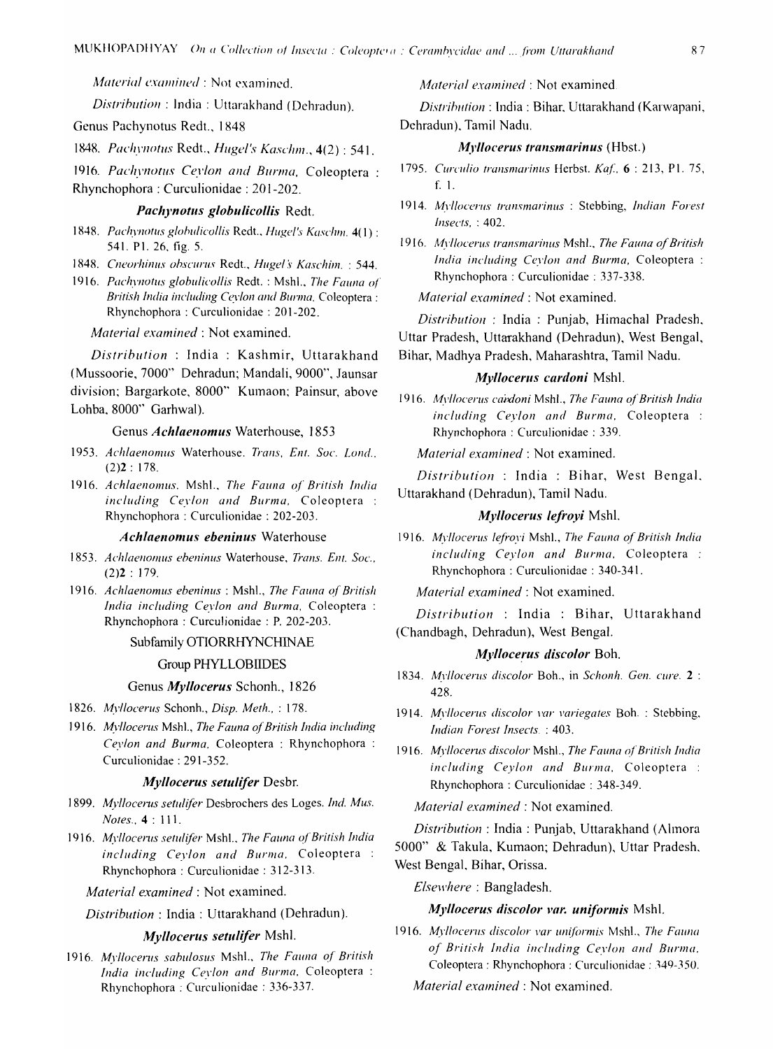*Material examined* : Not examined.

*Distribution* : India : Uttarakhand (Dehradun).

Genus Pachynotus Redt., 1848

1848. *Pachynotus* Redt., *Hugel's Kaschm.*, **4**(2) : 541.

1916. *Pachynotus Ceylon and Burma,* Coleoptera : Rhynchophora : Curculionidae : 201-202.

### *Pachynotus globulicollis* Redt.

1848. *Pachynotus globulicollis* Redt., *Hugel's Kaschm.* **4**(1) : 541. Pl. 26, fig. 5.

1848. *Cneorhinus obscurus* Redt., *Hugel's Kaschim.* : 544.

1916. *Pachynotus globulicollis* Redt. : Mshl., *The Fauna of British India including Ceylon and Burma,* Coleoptera : Rhynchophora : Curculionidae : 201-202.

*Material examined* : Not examined.

*Distribution* : India : Kashmir, Uttarakhand (Mussoorie, 7000" Dehradun; Mandali, 9000", Jaunsar division; Bargarkote, 8000" Kumaon; Painsur, above Lohba, 8000" Garhwal).

Genus *Achlaenomus* Waterhouse, 1853

1953. *Achlaenomus* Waterhouse. *Trans, Ent. Soc. Lond.,* (2)**2** : 178.

1916. *Achlaenomus.* Mshl., *The Fauna of British India including Ceylon and Burma,* Coleoptera : Rhynchophora : Curculionidae : 202-203.

### *Achlaenomus ebeninus* Waterhouse

1853. *Achlaenomus ebeninus* Waterhouse, *Trans. Ent. Soc.,* (2)**2** : 179.

1916. *Achlaenomus ebeninus* : Mshl., *The Fauna of British India including Ceylon and Burma,* Coleoptera : Rhynchophora : Curculionidae : P. 202-203.

Subfamily OTIORRHYNCHINAE

Group PHYLLOBIIDES

Genus *Myllocerus* Schonh., 1826

1826. *Myllocerus* Schonh., *Disp. Meth.,* : 178.

1916. *Myllocerus* Mshl., *The Fauna of British India including Ceylon and Burma,* Coleoptera : Rhynchophora : Curculionidae : 291-352.

### *Myllocerus setulifer* Desbr.

1899. *Myllocerus setulifer* Desbrochers des Loges. *Ind. Mus. Notes.,* **4** : 111.

1916. *Myllocerus setulifer* Mshl., *The Fauna of British India including Ceylon and Burma,* Coleoptera : Rhynchophora : Curculionidae : 312-313.

*Material examined* : Not examined.

*Distribution* : India : Uttarakhand (Dehradun).

### *Myllocerus setulifer* Mshl.

1916. *Myllocerus sabulosus* Mshl., *The Fauna of British India including Ceylon and Burma,* Coleoptera : Rhynchophora : Curculionidae : 336-337.

*Material examined* : Not examined.

*Distribution* : India : Bihar, Uttarakhand (Karwapani, Dehradun), Tamil Nadu.

### *Myllocerus transmarinus* (Hbst.)

1795. *Curculio transmarinus* Herbst. *Kaf.,* **6** : 213, Pl. 75, f. 1.

1914. *Myllocerus transmarinus* : Stebbing, *Indian Forest Insects,* : 402.

1916. *Myllocerus transmarinus* Mshl., *The Fauna of British India including Ceylon and Burma,* Coleoptera : Rhynchophora : Curculionidae : 337-338.

*Material examined* : Not examined.

*Distribution* : India : Punjab, Himachal Pradesh, Uttar Pradesh, Uttarakhand (Dehradun), West Bengal, Bihar, Madhya Pradesh, Maharashtra, Tamil Nadu.

### *Myllocerus cardoni* Mshl.

1916. *Myllocerus cardoni* Mshl., *The Fauna of British India including Ceylon and Burma,* Coleoptera : Rhynchophora : Curculionidae : 339.

*Material examined* : Not examined.

*Distribution* : India : Bihar, West Bengal, Uttarakhand (Dehradun), Tamil Nadu.

### *Myllocerus lefroyi* Mshl.

1916. *Myllocerus lefroyi* Mshl., *The Fauna of British India including Ceylon and Burma,* Coleoptera : Rhynchophora : Curculionidae : 340-341.

*Material examined* : Not examined.

*Distribution* : India : Bihar, Uttarakhand (Chandbagh, Dehradun), West Bengal.

### *Myllocerus discolor* Boh.

1834. *Myllocerus discolor* Boh., in *Schonh. Gen. cure.* **2** : 428.

1914. *Myllocerus discolor var variegates* Boh. : Stebbing, *Indian Forest Insects.* : 403.

1916. *Myllocerus discolor* Mshl., *The Fauna of British India including Ceylon and Burma,* Coleoptera : Rhynchophora : Curculionidae : 348-349.

*Material examined* : Not examined.

*Distribution* : India : Punjab, Uttarakhand (Almora 5000" & Takula, Kumaon; Dehradun), Uttar Pradesh, West Bengal, Bihar, Orissa.

*Elsewhere* : Bangladesh.

### *Myllocerus discolor var. uniformis* Mshl.

1916. *Myllocerus discolor var uniformis* Mshl., *The Fauna of British India including Ceylon and Burma,* Coleoptera : Rhynchophora : Curculionidae : 349-350.

*Material examined* : Not examined.